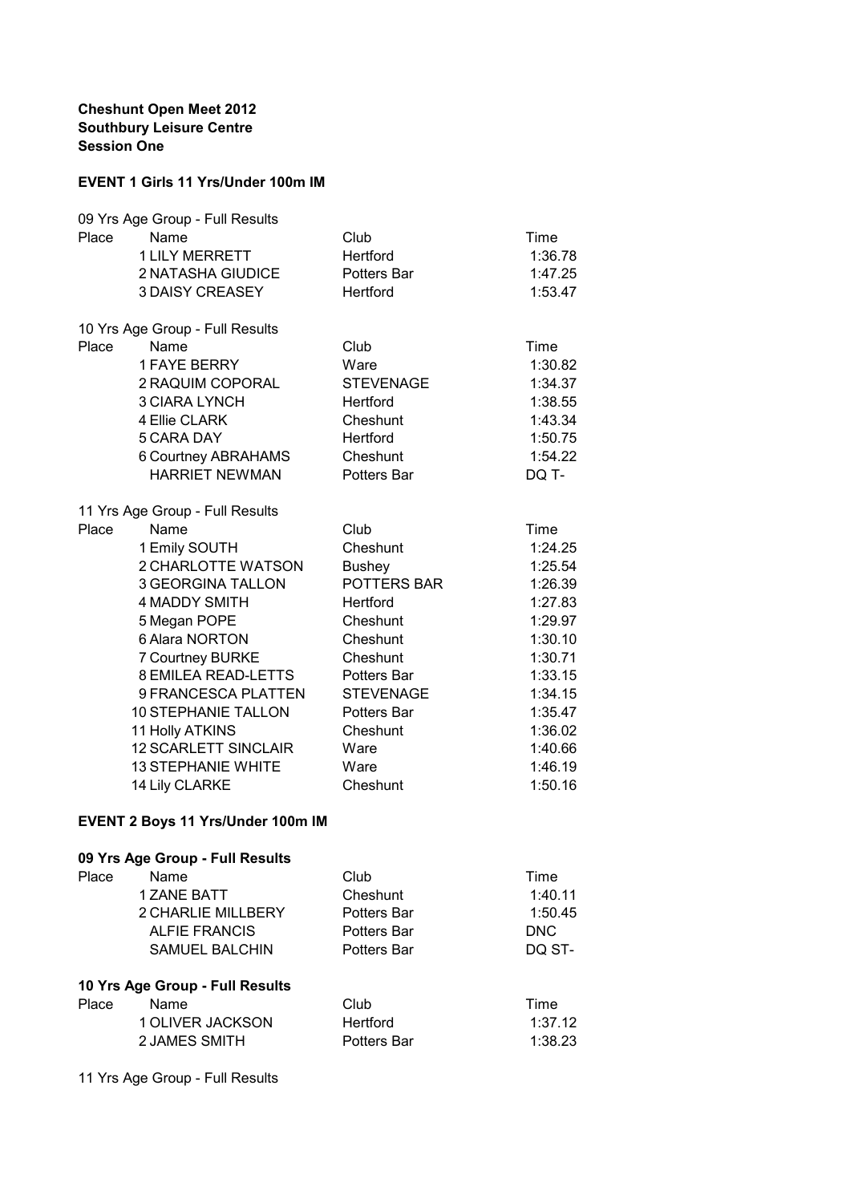**Cheshunt Open Meet 2012**
**Southbury Leisure Centre**
**Session One**

## EVENT 1 Girls 11 Yrs/Under 100m IM

09 Yrs Age Group - Full Results

| Place | Name | Club | Time |
|---|---|---|---|
| 1 | LILY MERRETT | Hertford | 1:36.78 |
| 2 | NATASHA GIUDICE | Potters Bar | 1:47.25 |
| 3 | DAISY CREASEY | Hertford | 1:53.47 |

10 Yrs Age Group - Full Results

| Place | Name | Club | Time |
|---|---|---|---|
| 1 | FAYE BERRY | Ware | 1:30.82 |
| 2 | RAQUIM COPORAL | STEVENAGE | 1:34.37 |
| 3 | CIARA LYNCH | Hertford | 1:38.55 |
| 4 | Ellie CLARK | Cheshunt | 1:43.34 |
| 5 | CARA DAY | Hertford | 1:50.75 |
| 6 | Courtney ABRAHAMS | Cheshunt | 1:54.22 |
| | HARRIET NEWMAN | Potters Bar | DQ T- |

11 Yrs Age Group - Full Results

| Place | Name | Club | Time |
|---|---|---|---|
| 1 | Emily SOUTH | Cheshunt | 1:24.25 |
| 2 | CHARLOTTE WATSON | Bushey | 1:25.54 |
| 3 | GEORGINA TALLON | POTTERS BAR | 1:26.39 |
| 4 | MADDY SMITH | Hertford | 1:27.83 |
| 5 | Megan POPE | Cheshunt | 1:29.97 |
| 6 | Alara NORTON | Cheshunt | 1:30.10 |
| 7 | Courtney BURKE | Cheshunt | 1:30.71 |
| 8 | EMILEA READ-LETTS | Potters Bar | 1:33.15 |
| 9 | FRANCESCA PLATTEN | STEVENAGE | 1:34.15 |
| 10 | STEPHANIE TALLON | Potters Bar | 1:35.47 |
| 11 | Holly ATKINS | Cheshunt | 1:36.02 |
| 12 | SCARLETT SINCLAIR | Ware | 1:40.66 |
| 13 | STEPHANIE WHITE | Ware | 1:46.19 |
| 14 | Lily CLARKE | Cheshunt | 1:50.16 |

## EVENT 2 Boys 11 Yrs/Under 100m IM

**09 Yrs Age Group - Full Results**

| Place | Name | Club | Time |
|---|---|---|---|
| 1 | ZANE BATT | Cheshunt | 1:40.11 |
| 2 | CHARLIE MILLBERY | Potters Bar | 1:50.45 |
| | ALFIE FRANCIS | Potters Bar | DNC |
| | SAMUEL BALCHIN | Potters Bar | DQ ST- |

**10 Yrs Age Group - Full Results**

| Place | Name | Club | Time |
|---|---|---|---|
| 1 | OLIVER JACKSON | Hertford | 1:37.12 |
| 2 | JAMES SMITH | Potters Bar | 1:38.23 |

11 Yrs Age Group - Full Results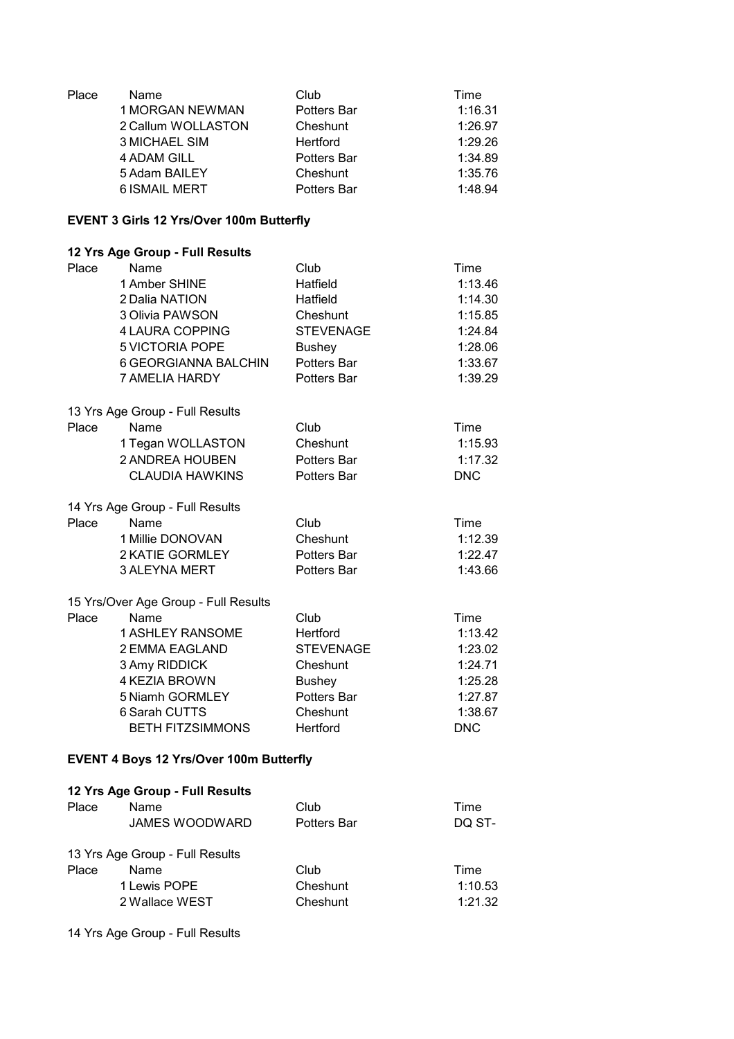| Place | Name | Club | Time |
|---|---|---|---|
| 1 | MORGAN NEWMAN | Potters Bar | 1:16.31 |
| 2 | Callum WOLLASTON | Cheshunt | 1:26.97 |
| 3 | MICHAEL SIM | Hertford | 1:29.26 |
| 4 | ADAM GILL | Potters Bar | 1:34.89 |
| 5 | Adam BAILEY | Cheshunt | 1:35.76 |
| 6 | ISMAIL MERT | Potters Bar | 1:48.94 |

**EVENT 3 Girls 12 Yrs/Over 100m Butterfly**

**12 Yrs Age Group - Full Results**

| Place | Name | Club | Time |
|---|---|---|---|
| 1 | Amber SHINE | Hatfield | 1:13.46 |
| 2 | Dalia NATION | Hatfield | 1:14.30 |
| 3 | Olivia PAWSON | Cheshunt | 1:15.85 |
| 4 | LAURA COPPING | STEVENAGE | 1:24.84 |
| 5 | VICTORIA POPE | Bushey | 1:28.06 |
| 6 | GEORGIANNA BALCHIN | Potters Bar | 1:33.67 |
| 7 | AMELIA HARDY | Potters Bar | 1:39.29 |

13 Yrs Age Group - Full Results

| Place | Name | Club | Time |
|---|---|---|---|
| 1 | Tegan WOLLASTON | Cheshunt | 1:15.93 |
| 2 | ANDREA HOUBEN | Potters Bar | 1:17.32 |
| | CLAUDIA HAWKINS | Potters Bar | DNC |

14 Yrs Age Group - Full Results

| Place | Name | Club | Time |
|---|---|---|---|
| 1 | Millie DONOVAN | Cheshunt | 1:12.39 |
| 2 | KATIE GORMLEY | Potters Bar | 1:22.47 |
| 3 | ALEYNA MERT | Potters Bar | 1:43.66 |

15 Yrs/Over Age Group - Full Results

| Place | Name | Club | Time |
|---|---|---|---|
| 1 | ASHLEY RANSOME | Hertford | 1:13.42 |
| 2 | EMMA EAGLAND | STEVENAGE | 1:23.02 |
| 3 | Amy RIDDICK | Cheshunt | 1:24.71 |
| 4 | KEZIA BROWN | Bushey | 1:25.28 |
| 5 | Niamh GORMLEY | Potters Bar | 1:27.87 |
| 6 | Sarah CUTTS | Cheshunt | 1:38.67 |
| | BETH FITZSIMMONS | Hertford | DNC |

**EVENT 4 Boys 12 Yrs/Over 100m Butterfly**

**12 Yrs Age Group - Full Results**

| Place | Name | Club | Time |
|---|---|---|---|
| | JAMES WOODWARD | Potters Bar | DQ ST- |

13 Yrs Age Group - Full Results

| Place | Name | Club | Time |
|---|---|---|---|
| 1 | Lewis POPE | Cheshunt | 1:10.53 |
| 2 | Wallace WEST | Cheshunt | 1:21.32 |

14 Yrs Age Group - Full Results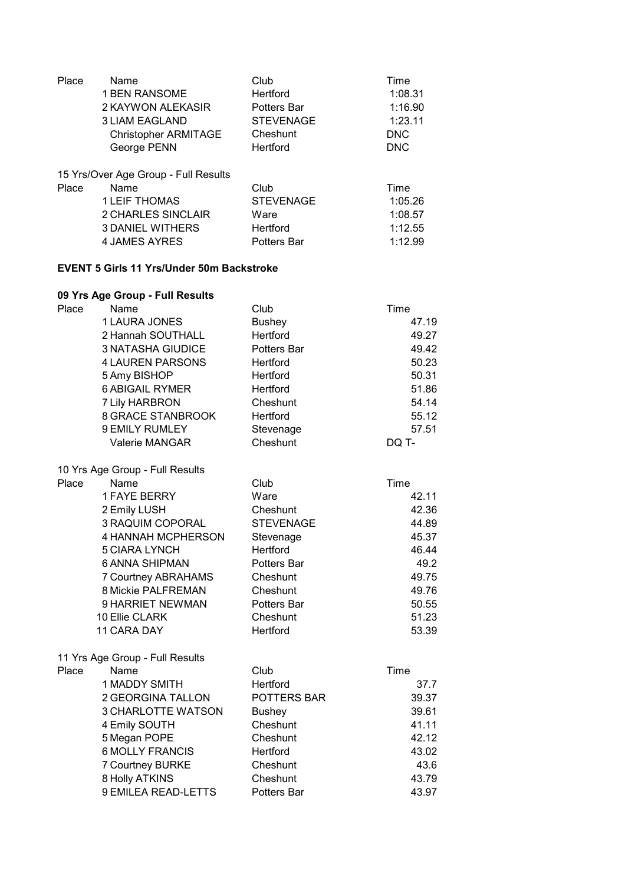| Place | Name | Club | Time |
|---|---|---|---|
| 1 | BEN RANSOME | Hertford | 1:08.31 |
| 2 | KAYWON ALEKASIR | Potters Bar | 1:16.90 |
| 3 | LIAM EAGLAND | STEVENAGE | 1:23.11 |
| | Christopher ARMITAGE | Cheshunt | DNC |
| | George PENN | Hertford | DNC |

15 Yrs/Over Age Group - Full Results

| Place | Name | Club | Time |
|---|---|---|---|
| 1 | LEIF THOMAS | STEVENAGE | 1:05.26 |
| 2 | CHARLES SINCLAIR | Ware | 1:08.57 |
| 3 | DANIEL WITHERS | Hertford | 1:12.55 |
| 4 | JAMES AYRES | Potters Bar | 1:12.99 |

**EVENT 5 Girls 11 Yrs/Under 50m Backstroke**

**09 Yrs Age Group - Full Results**

| Place | Name | Club | Time |
|---|---|---|---|
| 1 | LAURA JONES | Bushey | 47.19 |
| 2 | Hannah SOUTHALL | Hertford | 49.27 |
| 3 | NATASHA GIUDICE | Potters Bar | 49.42 |
| 4 | LAUREN PARSONS | Hertford | 50.23 |
| 5 | Amy BISHOP | Hertford | 50.31 |
| 6 | ABIGAIL RYMER | Hertford | 51.86 |
| 7 | Lily HARBRON | Cheshunt | 54.14 |
| 8 | GRACE STANBROOK | Hertford | 55.12 |
| 9 | EMILY RUMLEY | Stevenage | 57.51 |
| | Valerie MANGAR | Cheshunt | DQ T- |

10 Yrs Age Group - Full Results

| Place | Name | Club | Time |
|---|---|---|---|
| 1 | FAYE BERRY | Ware | 42.11 |
| 2 | Emily LUSH | Cheshunt | 42.36 |
| 3 | RAQUIM COPORAL | STEVENAGE | 44.89 |
| 4 | HANNAH MCPHERSON | Stevenage | 45.37 |
| 5 | CIARA LYNCH | Hertford | 46.44 |
| 6 | ANNA SHIPMAN | Potters Bar | 49.2 |
| 7 | Courtney ABRAHAMS | Cheshunt | 49.75 |
| 8 | Mickie PALFREMAN | Cheshunt | 49.76 |
| 9 | HARRIET NEWMAN | Potters Bar | 50.55 |
| 10 | Ellie CLARK | Cheshunt | 51.23 |
| 11 | CARA DAY | Hertford | 53.39 |

11 Yrs Age Group - Full Results

| Place | Name | Club | Time |
|---|---|---|---|
| 1 | MADDY SMITH | Hertford | 37.7 |
| 2 | GEORGINA TALLON | POTTERS BAR | 39.37 |
| 3 | CHARLOTTE WATSON | Bushey | 39.61 |
| 4 | Emily SOUTH | Cheshunt | 41.11 |
| 5 | Megan POPE | Cheshunt | 42.12 |
| 6 | MOLLY FRANCIS | Hertford | 43.02 |
| 7 | Courtney BURKE | Cheshunt | 43.6 |
| 8 | Holly ATKINS | Cheshunt | 43.79 |
| 9 | EMILEA READ-LETTS | Potters Bar | 43.97 |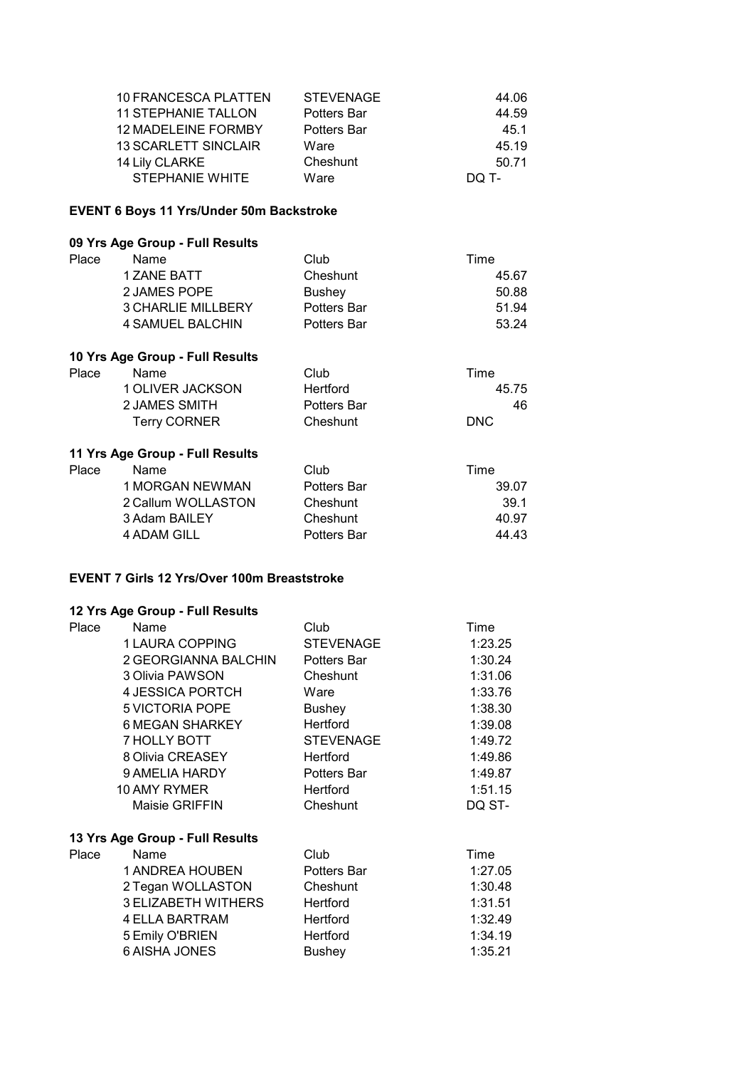| Place | Name | Club | Time |
|---|---|---|---|
| 10 | FRANCESCA PLATTEN | STEVENAGE | 44.06 |
| 11 | STEPHANIE TALLON | Potters Bar | 44.59 |
| 12 | MADELEINE FORMBY | Potters Bar | 45.1 |
| 13 | SCARLETT SINCLAIR | Ware | 45.19 |
| 14 | Lily CLARKE | Cheshunt | 50.71 |
| | STEPHANIE WHITE | Ware | DQ T- |

### EVENT 6 Boys 11 Yrs/Under 50m Backstroke

#### 09 Yrs Age Group - Full Results

| Place | Name | Club | Time |
|---|---|---|---|
| 1 | ZANE BATT | Cheshunt | 45.67 |
| 2 | JAMES POPE | Bushey | 50.88 |
| 3 | CHARLIE MILLBERY | Potters Bar | 51.94 |
| 4 | SAMUEL BALCHIN | Potters Bar | 53.24 |

#### 10 Yrs Age Group - Full Results

| Place | Name | Club | Time |
|---|---|---|---|
| 1 | OLIVER JACKSON | Hertford | 45.75 |
| 2 | JAMES SMITH | Potters Bar | 46 |
| | Terry CORNER | Cheshunt | DNC |

#### 11 Yrs Age Group - Full Results

| Place | Name | Club | Time |
|---|---|---|---|
| 1 | MORGAN NEWMAN | Potters Bar | 39.07 |
| 2 | Callum WOLLASTON | Cheshunt | 39.1 |
| 3 | Adam BAILEY | Cheshunt | 40.97 |
| 4 | ADAM GILL | Potters Bar | 44.43 |

### EVENT 7 Girls 12 Yrs/Over 100m Breaststroke

#### 12 Yrs Age Group - Full Results

| Place | Name | Club | Time |
|---|---|---|---|
| 1 | LAURA COPPING | STEVENAGE | 1:23.25 |
| 2 | GEORGIANNA BALCHIN | Potters Bar | 1:30.24 |
| 3 | Olivia PAWSON | Cheshunt | 1:31.06 |
| 4 | JESSICA PORTCH | Ware | 1:33.76 |
| 5 | VICTORIA POPE | Bushey | 1:38.30 |
| 6 | MEGAN SHARKEY | Hertford | 1:39.08 |
| 7 | HOLLY BOTT | STEVENAGE | 1:49.72 |
| 8 | Olivia CREASEY | Hertford | 1:49.86 |
| 9 | AMELIA HARDY | Potters Bar | 1:49.87 |
| 10 | AMY RYMER | Hertford | 1:51.15 |
| | Maisie GRIFFIN | Cheshunt | DQ ST- |

#### 13 Yrs Age Group - Full Results

| Place | Name | Club | Time |
|---|---|---|---|
| 1 | ANDREA HOUBEN | Potters Bar | 1:27.05 |
| 2 | Tegan WOLLASTON | Cheshunt | 1:30.48 |
| 3 | ELIZABETH WITHERS | Hertford | 1:31.51 |
| 4 | ELLA BARTRAM | Hertford | 1:32.49 |
| 5 | Emily O'BRIEN | Hertford | 1:34.19 |
| 6 | AISHA JONES | Bushey | 1:35.21 |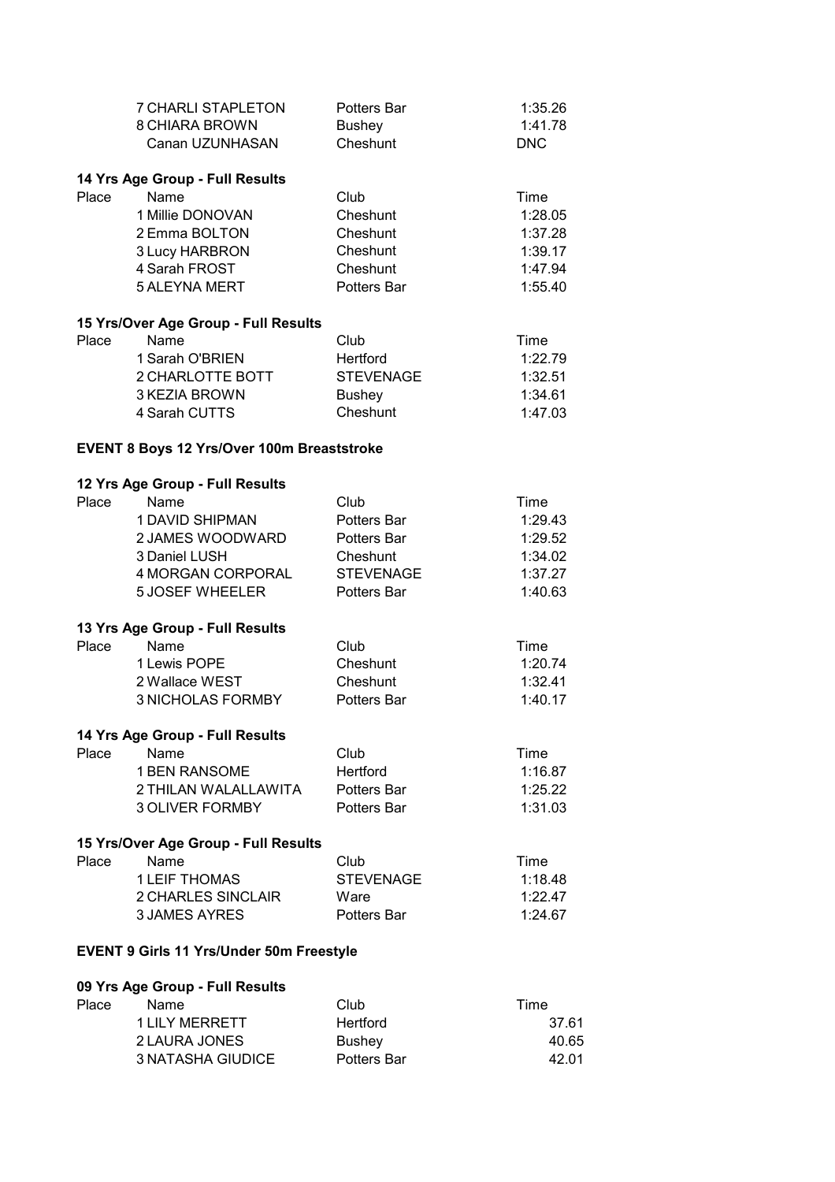| Place | Name | Club | Time |
| --- | --- | --- | --- |
| 7 | CHARLI STAPLETON | Potters Bar | 1:35.26 |
| 8 | CHIARA BROWN | Bushey | 1:41.78 |
| | Canan UZUNHASAN | Cheshunt | DNC |

**14 Yrs Age Group - Full Results**

| Place | Name | Club | Time |
| --- | --- | --- | --- |
| 1 | Millie DONOVAN | Cheshunt | 1:28.05 |
| 2 | Emma BOLTON | Cheshunt | 1:37.28 |
| 3 | Lucy HARBRON | Cheshunt | 1:39.17 |
| 4 | Sarah FROST | Cheshunt | 1:47.94 |
| 5 | ALEYNA MERT | Potters Bar | 1:55.40 |

**15 Yrs/Over Age Group - Full Results**

| Place | Name | Club | Time |
| --- | --- | --- | --- |
| 1 | Sarah O'BRIEN | Hertford | 1:22.79 |
| 2 | CHARLOTTE BOTT | STEVENAGE | 1:32.51 |
| 3 | KEZIA BROWN | Bushey | 1:34.61 |
| 4 | Sarah CUTTS | Cheshunt | 1:47.03 |

## EVENT 8 Boys 12 Yrs/Over 100m Breaststroke

**12 Yrs Age Group - Full Results**

| Place | Name | Club | Time |
| --- | --- | --- | --- |
| 1 | DAVID SHIPMAN | Potters Bar | 1:29.43 |
| 2 | JAMES WOODWARD | Potters Bar | 1:29.52 |
| 3 | Daniel LUSH | Cheshunt | 1:34.02 |
| 4 | MORGAN CORPORAL | STEVENAGE | 1:37.27 |
| 5 | JOSEF WHEELER | Potters Bar | 1:40.63 |

**13 Yrs Age Group - Full Results**

| Place | Name | Club | Time |
| --- | --- | --- | --- |
| 1 | Lewis POPE | Cheshunt | 1:20.74 |
| 2 | Wallace WEST | Cheshunt | 1:32.41 |
| 3 | NICHOLAS FORMBY | Potters Bar | 1:40.17 |

**14 Yrs Age Group - Full Results**

| Place | Name | Club | Time |
| --- | --- | --- | --- |
| 1 | BEN RANSOME | Hertford | 1:16.87 |
| 2 | THILAN WALALLAWITA | Potters Bar | 1:25.22 |
| 3 | OLIVER FORMBY | Potters Bar | 1:31.03 |

**15 Yrs/Over Age Group - Full Results**

| Place | Name | Club | Time |
| --- | --- | --- | --- |
| 1 | LEIF THOMAS | STEVENAGE | 1:18.48 |
| 2 | CHARLES SINCLAIR | Ware | 1:22.47 |
| 3 | JAMES AYRES | Potters Bar | 1:24.67 |

## EVENT 9 Girls 11 Yrs/Under 50m Freestyle

**09 Yrs Age Group - Full Results**

| Place | Name | Club | Time |
| --- | --- | --- | --- |
| 1 | LILY MERRETT | Hertford | 37.61 |
| 2 | LAURA JONES | Bushey | 40.65 |
| 3 | NATASHA GIUDICE | Potters Bar | 42.01 |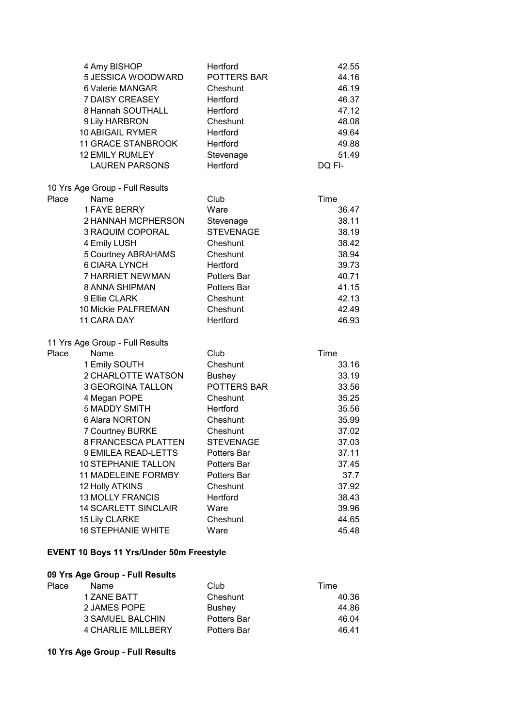| Place | Name | Club | Time |
|---|---|---|---|
| | 4 Amy BISHOP | Hertford | 42.55 |
| | 5 JESSICA WOODWARD | POTTERS BAR | 44.16 |
| | 6 Valerie MANGAR | Cheshunt | 46.19 |
| | 7 DAISY CREASEY | Hertford | 46.37 |
| | 8 Hannah SOUTHALL | Hertford | 47.12 |
| | 9 Lily HARBRON | Cheshunt | 48.08 |
| | 10 ABIGAIL RYMER | Hertford | 49.64 |
| | 11 GRACE STANBROOK | Hertford | 49.88 |
| | 12 EMILY RUMLEY | Stevenage | 51.49 |
| | LAUREN PARSONS | Hertford | DQ FI- |

10 Yrs Age Group - Full Results

| Place | Name | Club | Time |
|---|---|---|---|
| | 1 FAYE BERRY | Ware | 36.47 |
| | 2 HANNAH MCPHERSON | Stevenage | 38.11 |
| | 3 RAQUIM COPORAL | STEVENAGE | 38.19 |
| | 4 Emily LUSH | Cheshunt | 38.42 |
| | 5 Courtney ABRAHAMS | Cheshunt | 38.94 |
| | 6 CIARA LYNCH | Hertford | 39.73 |
| | 7 HARRIET NEWMAN | Potters Bar | 40.71 |
| | 8 ANNA SHIPMAN | Potters Bar | 41.15 |
| | 9 Ellie CLARK | Cheshunt | 42.13 |
| | 10 Mickie PALFREMAN | Cheshunt | 42.49 |
| | 11 CARA DAY | Hertford | 46.93 |

11 Yrs Age Group - Full Results

| Place | Name | Club | Time |
|---|---|---|---|
| | 1 Emily SOUTH | Cheshunt | 33.16 |
| | 2 CHARLOTTE WATSON | Bushey | 33.19 |
| | 3 GEORGINA TALLON | POTTERS BAR | 33.56 |
| | 4 Megan POPE | Cheshunt | 35.25 |
| | 5 MADDY SMITH | Hertford | 35.56 |
| | 6 Alara NORTON | Cheshunt | 35.99 |
| | 7 Courtney BURKE | Cheshunt | 37.02 |
| | 8 FRANCESCA PLATTEN | STEVENAGE | 37.03 |
| | 9 EMILEA READ-LETTS | Potters Bar | 37.11 |
| | 10 STEPHANIE TALLON | Potters Bar | 37.45 |
| | 11 MADELEINE FORMBY | Potters Bar | 37.7 |
| | 12 Holly ATKINS | Cheshunt | 37.92 |
| | 13 MOLLY FRANCIS | Hertford | 38.43 |
| | 14 SCARLETT SINCLAIR | Ware | 39.96 |
| | 15 Lily CLARKE | Cheshunt | 44.65 |
| | 16 STEPHANIE WHITE | Ware | 45.48 |

**EVENT 10 Boys 11 Yrs/Under 50m Freestyle**

**09 Yrs Age Group - Full Results**

| Place | Name | Club | Time |
|---|---|---|---|
| | 1 ZANE BATT | Cheshunt | 40.36 |
| | 2 JAMES POPE | Bushey | 44.86 |
| | 3 SAMUEL BALCHIN | Potters Bar | 46.04 |
| | 4 CHARLIE MILLBERY | Potters Bar | 46.41 |

**10 Yrs Age Group - Full Results**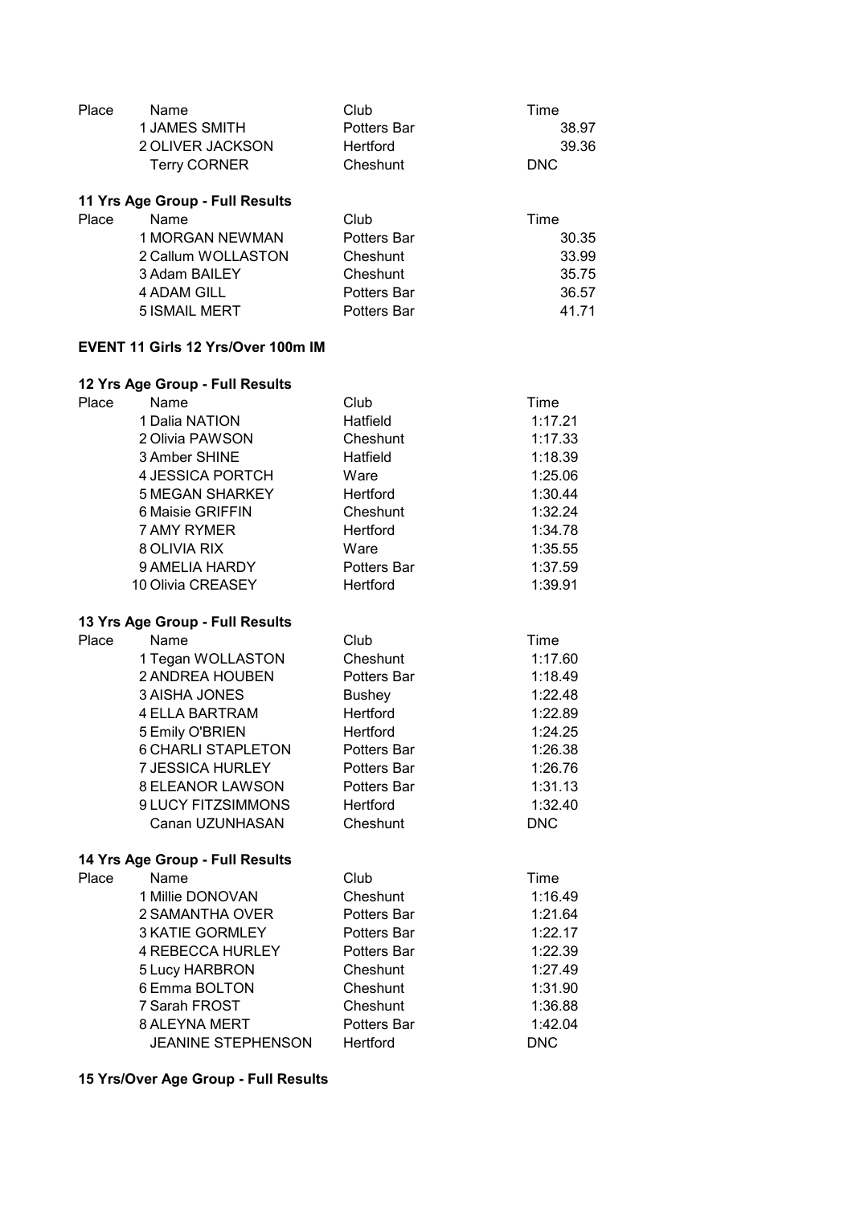| Place | Name | Club | Time |
|---|---|---|---|
| 1 | JAMES SMITH | Potters Bar | 38.97 |
| 2 | OLIVER JACKSON | Hertford | 39.36 |
| | Terry CORNER | Cheshunt | DNC |

**11 Yrs Age Group - Full Results**

| Place | Name | Club | Time |
|---|---|---|---|
| 1 | MORGAN NEWMAN | Potters Bar | 30.35 |
| 2 | Callum WOLLASTON | Cheshunt | 33.99 |
| 3 | Adam BAILEY | Cheshunt | 35.75 |
| 4 | ADAM GILL | Potters Bar | 36.57 |
| 5 | ISMAIL MERT | Potters Bar | 41.71 |

**EVENT 11 Girls 12 Yrs/Over 100m IM**

**12 Yrs Age Group - Full Results**

| Place | Name | Club | Time |
|---|---|---|---|
| 1 | Dalia NATION | Hatfield | 1:17.21 |
| 2 | Olivia PAWSON | Cheshunt | 1:17.33 |
| 3 | Amber SHINE | Hatfield | 1:18.39 |
| 4 | JESSICA PORTCH | Ware | 1:25.06 |
| 5 | MEGAN SHARKEY | Hertford | 1:30.44 |
| 6 | Maisie GRIFFIN | Cheshunt | 1:32.24 |
| 7 | AMY RYMER | Hertford | 1:34.78 |
| 8 | OLIVIA RIX | Ware | 1:35.55 |
| 9 | AMELIA HARDY | Potters Bar | 1:37.59 |
| 10 | Olivia CREASEY | Hertford | 1:39.91 |

**13 Yrs Age Group - Full Results**

| Place | Name | Club | Time |
|---|---|---|---|
| 1 | Tegan WOLLASTON | Cheshunt | 1:17.60 |
| 2 | ANDREA HOUBEN | Potters Bar | 1:18.49 |
| 3 | AISHA JONES | Bushey | 1:22.48 |
| 4 | ELLA BARTRAM | Hertford | 1:22.89 |
| 5 | Emily O'BRIEN | Hertford | 1:24.25 |
| 6 | CHARLI STAPLETON | Potters Bar | 1:26.38 |
| 7 | JESSICA HURLEY | Potters Bar | 1:26.76 |
| 8 | ELEANOR LAWSON | Potters Bar | 1:31.13 |
| 9 | LUCY FITZSIMMONS | Hertford | 1:32.40 |
| | Canan UZUNHASAN | Cheshunt | DNC |

**14 Yrs Age Group - Full Results**

| Place | Name | Club | Time |
|---|---|---|---|
| 1 | Millie DONOVAN | Cheshunt | 1:16.49 |
| 2 | SAMANTHA OVER | Potters Bar | 1:21.64 |
| 3 | KATIE GORMLEY | Potters Bar | 1:22.17 |
| 4 | REBECCA HURLEY | Potters Bar | 1:22.39 |
| 5 | Lucy HARBRON | Cheshunt | 1:27.49 |
| 6 | Emma BOLTON | Cheshunt | 1:31.90 |
| 7 | Sarah FROST | Cheshunt | 1:36.88 |
| 8 | ALEYNA MERT | Potters Bar | 1:42.04 |
| | JEANINE STEPHENSON | Hertford | DNC |

**15 Yrs/Over Age Group - Full Results**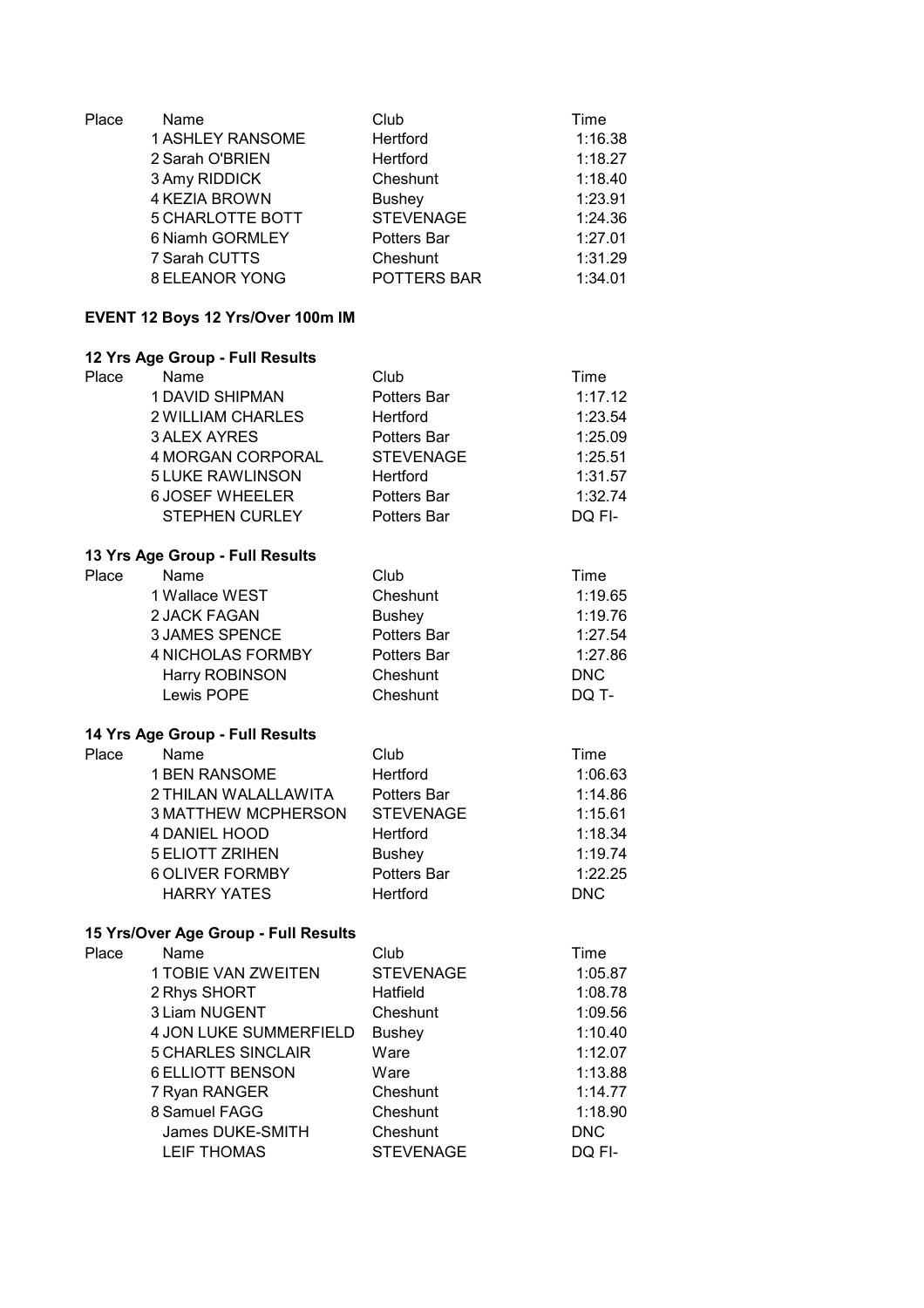| Place | Name | Club | Time |
|---|---|---|---|
| 1 | ASHLEY RANSOME | Hertford | 1:16.38 |
| 2 | Sarah O'BRIEN | Hertford | 1:18.27 |
| 3 | Amy RIDDICK | Cheshunt | 1:18.40 |
| 4 | KEZIA BROWN | Bushey | 1:23.91 |
| 5 | CHARLOTTE BOTT | STEVENAGE | 1:24.36 |
| 6 | Niamh GORMLEY | Potters Bar | 1:27.01 |
| 7 | Sarah CUTTS | Cheshunt | 1:31.29 |
| 8 | ELEANOR YONG | POTTERS BAR | 1:34.01 |

**EVENT 12 Boys 12 Yrs/Over 100m IM**

**12 Yrs Age Group - Full Results**

| Place | Name | Club | Time |
|---|---|---|---|
| 1 | DAVID SHIPMAN | Potters Bar | 1:17.12 |
| 2 | WILLIAM CHARLES | Hertford | 1:23.54 |
| 3 | ALEX AYRES | Potters Bar | 1:25.09 |
| 4 | MORGAN CORPORAL | STEVENAGE | 1:25.51 |
| 5 | LUKE RAWLINSON | Hertford | 1:31.57 |
| 6 | JOSEF WHEELER | Potters Bar | 1:32.74 |
| | STEPHEN CURLEY | Potters Bar | DQ FI- |

**13 Yrs Age Group - Full Results**

| Place | Name | Club | Time |
|---|---|---|---|
| 1 | Wallace WEST | Cheshunt | 1:19.65 |
| 2 | JACK FAGAN | Bushey | 1:19.76 |
| 3 | JAMES SPENCE | Potters Bar | 1:27.54 |
| 4 | NICHOLAS FORMBY | Potters Bar | 1:27.86 |
| | Harry ROBINSON | Cheshunt | DNC |
| | Lewis POPE | Cheshunt | DQ T- |

**14 Yrs Age Group - Full Results**

| Place | Name | Club | Time |
|---|---|---|---|
| 1 | BEN RANSOME | Hertford | 1:06.63 |
| 2 | THILAN WALALLAWITA | Potters Bar | 1:14.86 |
| 3 | MATTHEW MCPHERSON | STEVENAGE | 1:15.61 |
| 4 | DANIEL HOOD | Hertford | 1:18.34 |
| 5 | ELIOTT ZRIHEN | Bushey | 1:19.74 |
| 6 | OLIVER FORMBY | Potters Bar | 1:22.25 |
| | HARRY YATES | Hertford | DNC |

**15 Yrs/Over Age Group - Full Results**

| Place | Name | Club | Time |
|---|---|---|---|
| 1 | TOBIE VAN ZWEITEN | STEVENAGE | 1:05.87 |
| 2 | Rhys SHORT | Hatfield | 1:08.78 |
| 3 | Liam NUGENT | Cheshunt | 1:09.56 |
| 4 | JON LUKE SUMMERFIELD | Bushey | 1:10.40 |
| 5 | CHARLES SINCLAIR | Ware | 1:12.07 |
| 6 | ELLIOTT BENSON | Ware | 1:13.88 |
| 7 | Ryan RANGER | Cheshunt | 1:14.77 |
| 8 | Samuel FAGG | Cheshunt | 1:18.90 |
| | James DUKE-SMITH | Cheshunt | DNC |
| | LEIF THOMAS | STEVENAGE | DQ FI- |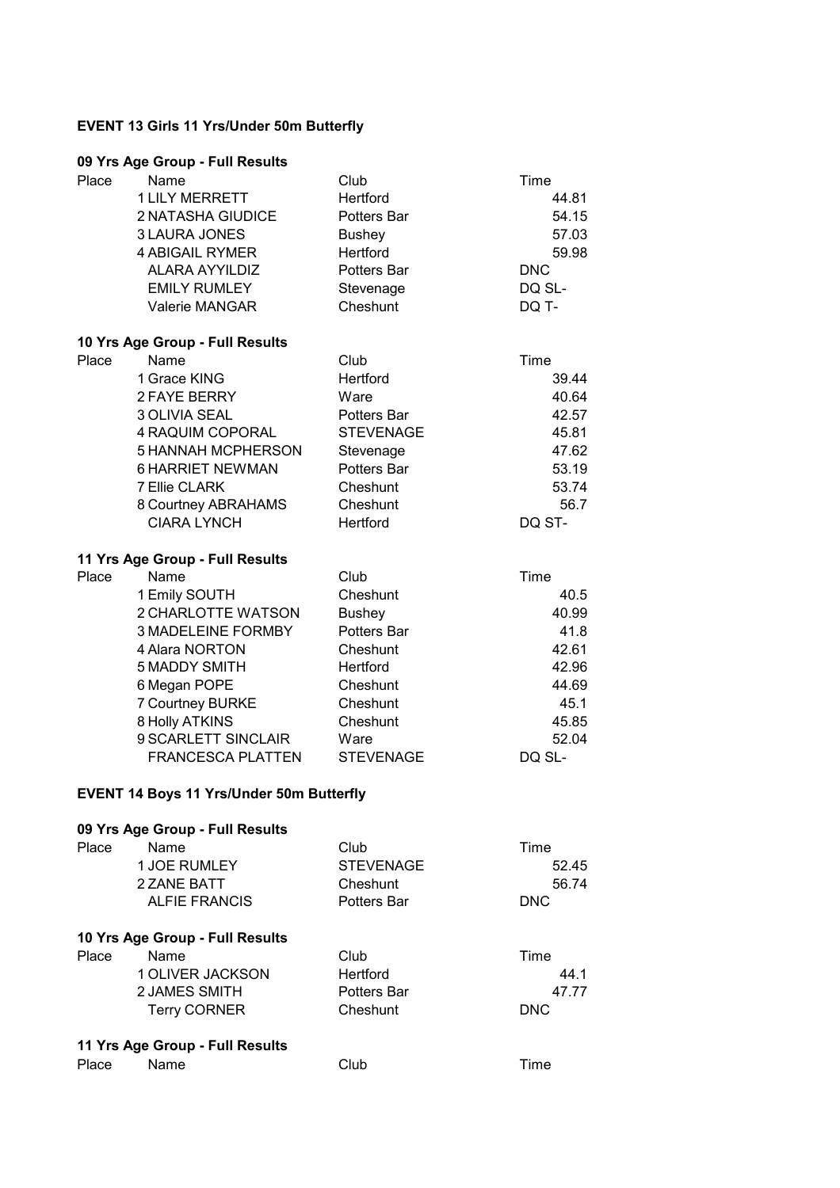### EVENT 13 Girls 11 Yrs/Under 50m Butterfly

#### 09 Yrs Age Group - Full Results

| Place | Name | Club | Time |
|---|---|---|---|
| 1 | LILY MERRETT | Hertford | 44.81 |
| 2 | NATASHA GIUDICE | Potters Bar | 54.15 |
| 3 | LAURA JONES | Bushey | 57.03 |
| 4 | ABIGAIL RYMER | Hertford | 59.98 |
| | ALARA AYYILDIZ | Potters Bar | DNC |
| | EMILY RUMLEY | Stevenage | DQ SL- |
| | Valerie MANGAR | Cheshunt | DQ T- |

#### 10 Yrs Age Group - Full Results

| Place | Name | Club | Time |
|---|---|---|---|
| 1 | Grace KING | Hertford | 39.44 |
| 2 | FAYE BERRY | Ware | 40.64 |
| 3 | OLIVIA SEAL | Potters Bar | 42.57 |
| 4 | RAQUIM COPORAL | STEVENAGE | 45.81 |
| 5 | HANNAH MCPHERSON | Stevenage | 47.62 |
| 6 | HARRIET NEWMAN | Potters Bar | 53.19 |
| 7 | Ellie CLARK | Cheshunt | 53.74 |
| 8 | Courtney ABRAHAMS | Cheshunt | 56.7 |
| | CIARA LYNCH | Hertford | DQ ST- |

#### 11 Yrs Age Group - Full Results

| Place | Name | Club | Time |
|---|---|---|---|
| 1 | Emily SOUTH | Cheshunt | 40.5 |
| 2 | CHARLOTTE WATSON | Bushey | 40.99 |
| 3 | MADELEINE FORMBY | Potters Bar | 41.8 |
| 4 | Alara NORTON | Cheshunt | 42.61 |
| 5 | MADDY SMITH | Hertford | 42.96 |
| 6 | Megan POPE | Cheshunt | 44.69 |
| 7 | Courtney BURKE | Cheshunt | 45.1 |
| 8 | Holly ATKINS | Cheshunt | 45.85 |
| 9 | SCARLETT SINCLAIR | Ware | 52.04 |
| | FRANCESCA PLATTEN | STEVENAGE | DQ SL- |

### EVENT 14 Boys 11 Yrs/Under 50m Butterfly

#### 09 Yrs Age Group - Full Results

| Place | Name | Club | Time |
|---|---|---|---|
| 1 | JOE RUMLEY | STEVENAGE | 52.45 |
| 2 | ZANE BATT | Cheshunt | 56.74 |
| | ALFIE FRANCIS | Potters Bar | DNC |

#### 10 Yrs Age Group - Full Results

| Place | Name | Club | Time |
|---|---|---|---|
| 1 | OLIVER JACKSON | Hertford | 44.1 |
| 2 | JAMES SMITH | Potters Bar | 47.77 |
| | Terry CORNER | Cheshunt | DNC |

#### 11 Yrs Age Group - Full Results

| Place | Name | Club | Time |
|---|---|---|---|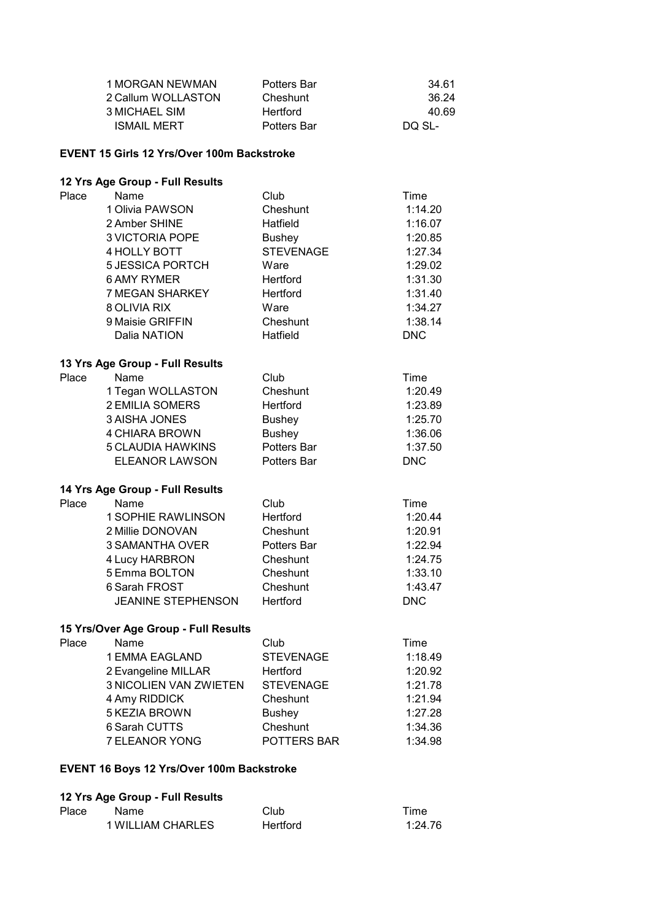| Place | Name | Club | Time |
|---|---|---|---|
| 1 | MORGAN NEWMAN | Potters Bar | 34.61 |
| 2 | Callum WOLLASTON | Cheshunt | 36.24 |
| 3 | MICHAEL SIM | Hertford | 40.69 |
| | ISMAIL MERT | Potters Bar | DQ SL- |

**EVENT 15 Girls 12 Yrs/Over 100m Backstroke**

**12 Yrs Age Group - Full Results**

| Place | Name | Club | Time |
|---|---|---|---|
| 1 | Olivia PAWSON | Cheshunt | 1:14.20 |
| 2 | Amber SHINE | Hatfield | 1:16.07 |
| 3 | VICTORIA POPE | Bushey | 1:20.85 |
| 4 | HOLLY BOTT | STEVENAGE | 1:27.34 |
| 5 | JESSICA PORTCH | Ware | 1:29.02 |
| 6 | AMY RYMER | Hertford | 1:31.30 |
| 7 | MEGAN SHARKEY | Hertford | 1:31.40 |
| 8 | OLIVIA RIX | Ware | 1:34.27 |
| 9 | Maisie GRIFFIN | Cheshunt | 1:38.14 |
| | Dalia NATION | Hatfield | DNC |

**13 Yrs Age Group - Full Results**

| Place | Name | Club | Time |
|---|---|---|---|
| 1 | Tegan WOLLASTON | Cheshunt | 1:20.49 |
| 2 | EMILIA SOMERS | Hertford | 1:23.89 |
| 3 | AISHA JONES | Bushey | 1:25.70 |
| 4 | CHIARA BROWN | Bushey | 1:36.06 |
| 5 | CLAUDIA HAWKINS | Potters Bar | 1:37.50 |
| | ELEANOR LAWSON | Potters Bar | DNC |

**14 Yrs Age Group - Full Results**

| Place | Name | Club | Time |
|---|---|---|---|
| 1 | SOPHIE RAWLINSON | Hertford | 1:20.44 |
| 2 | Millie DONOVAN | Cheshunt | 1:20.91 |
| 3 | SAMANTHA OVER | Potters Bar | 1:22.94 |
| 4 | Lucy HARBRON | Cheshunt | 1:24.75 |
| 5 | Emma BOLTON | Cheshunt | 1:33.10 |
| 6 | Sarah FROST | Cheshunt | 1:43.47 |
| | JEANINE STEPHENSON | Hertford | DNC |

**15 Yrs/Over Age Group - Full Results**

| Place | Name | Club | Time |
|---|---|---|---|
| 1 | EMMA EAGLAND | STEVENAGE | 1:18.49 |
| 2 | Evangeline MILLAR | Hertford | 1:20.92 |
| 3 | NICOLIEN VAN ZWIETEN | STEVENAGE | 1:21.78 |
| 4 | Amy RIDDICK | Cheshunt | 1:21.94 |
| 5 | KEZIA BROWN | Bushey | 1:27.28 |
| 6 | Sarah CUTTS | Cheshunt | 1:34.36 |
| 7 | ELEANOR YONG | POTTERS BAR | 1:34.98 |

**EVENT 16 Boys 12 Yrs/Over 100m Backstroke**

**12 Yrs Age Group - Full Results**

| Place | Name | Club | Time |
|---|---|---|---|
| 1 | WILLIAM CHARLES | Hertford | 1:24.76 |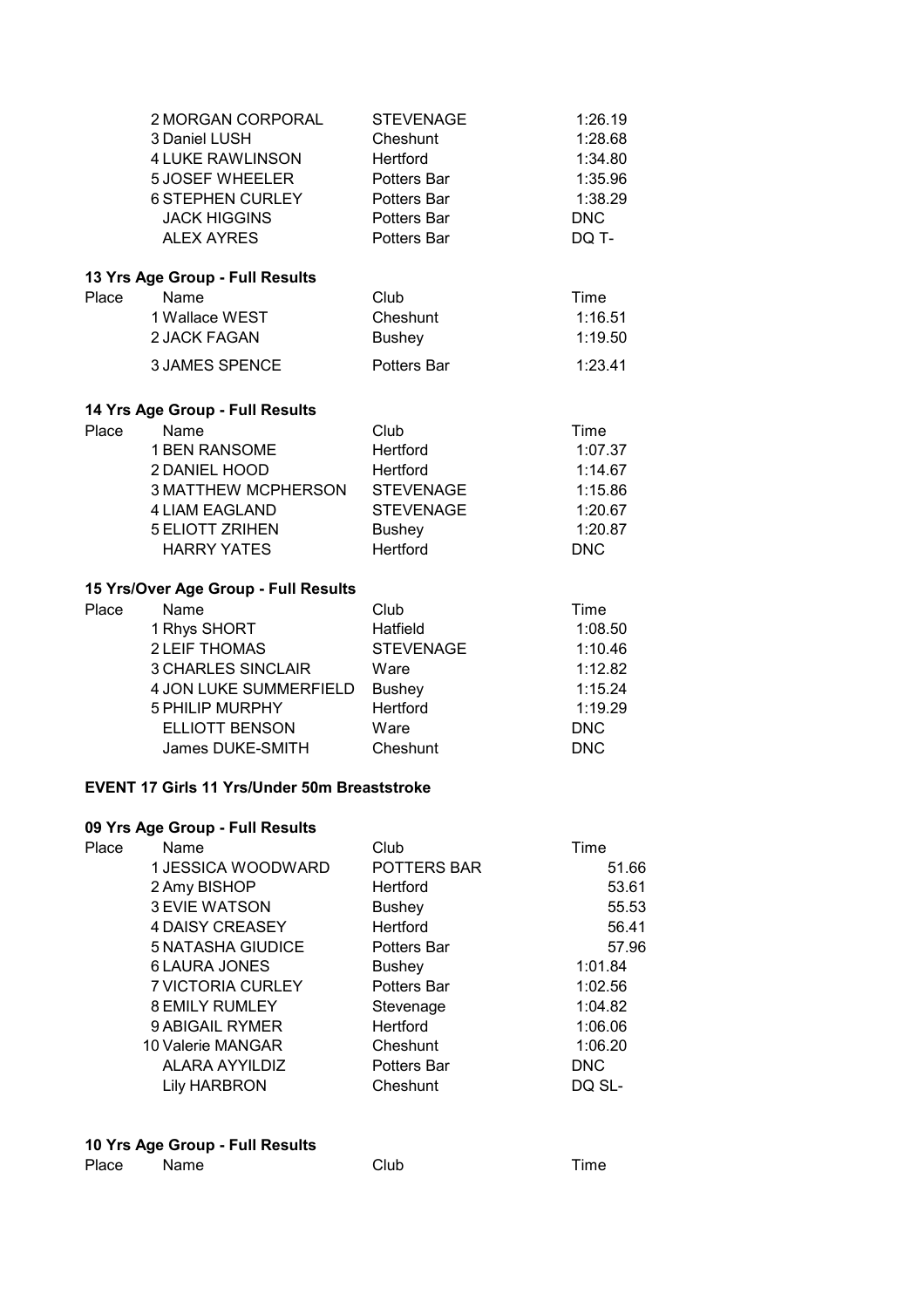| Place | Name | Club | Time |
|---|---|---|---|
| 2 | MORGAN CORPORAL | STEVENAGE | 1:26.19 |
| 3 | Daniel LUSH | Cheshunt | 1:28.68 |
| 4 | LUKE RAWLINSON | Hertford | 1:34.80 |
| 5 | JOSEF WHEELER | Potters Bar | 1:35.96 |
| 6 | STEPHEN CURLEY | Potters Bar | 1:38.29 |
| | JACK HIGGINS | Potters Bar | DNC |
| | ALEX AYRES | Potters Bar | DQ T- |

**13 Yrs Age Group - Full Results**

| Place | Name | Club | Time |
|---|---|---|---|
| 1 | Wallace WEST | Cheshunt | 1:16.51 |
| 2 | JACK FAGAN | Bushey | 1:19.50 |
| 3 | JAMES SPENCE | Potters Bar | 1:23.41 |

**14 Yrs Age Group - Full Results**

| Place | Name | Club | Time |
|---|---|---|---|
| 1 | BEN RANSOME | Hertford | 1:07.37 |
| 2 | DANIEL HOOD | Hertford | 1:14.67 |
| 3 | MATTHEW MCPHERSON | STEVENAGE | 1:15.86 |
| 4 | LIAM EAGLAND | STEVENAGE | 1:20.67 |
| 5 | ELIOTT ZRIHEN | Bushey | 1:20.87 |
| | HARRY YATES | Hertford | DNC |

**15 Yrs/Over Age Group - Full Results**

| Place | Name | Club | Time |
|---|---|---|---|
| 1 | Rhys SHORT | Hatfield | 1:08.50 |
| 2 | LEIF THOMAS | STEVENAGE | 1:10.46 |
| 3 | CHARLES SINCLAIR | Ware | 1:12.82 |
| 4 | JON LUKE SUMMERFIELD | Bushey | 1:15.24 |
| 5 | PHILIP MURPHY | Hertford | 1:19.29 |
| | ELLIOTT BENSON | Ware | DNC |
| | James DUKE-SMITH | Cheshunt | DNC |

**EVENT 17 Girls 11 Yrs/Under 50m Breaststroke**

**09 Yrs Age Group - Full Results**

| Place | Name | Club | Time |
|---|---|---|---|
| 1 | JESSICA WOODWARD | POTTERS BAR | 51.66 |
| 2 | Amy BISHOP | Hertford | 53.61 |
| 3 | EVIE WATSON | Bushey | 55.53 |
| 4 | DAISY CREASEY | Hertford | 56.41 |
| 5 | NATASHA GIUDICE | Potters Bar | 57.96 |
| 6 | LAURA JONES | Bushey | 1:01.84 |
| 7 | VICTORIA CURLEY | Potters Bar | 1:02.56 |
| 8 | EMILY RUMLEY | Stevenage | 1:04.82 |
| 9 | ABIGAIL RYMER | Hertford | 1:06.06 |
| 10 | Valerie MANGAR | Cheshunt | 1:06.20 |
| | ALARA AYYILDIZ | Potters Bar | DNC |
| | Lily HARBRON | Cheshunt | DQ SL- |

**10 Yrs Age Group - Full Results**

| Place | Name | Club | Time |
|---|---|---|---|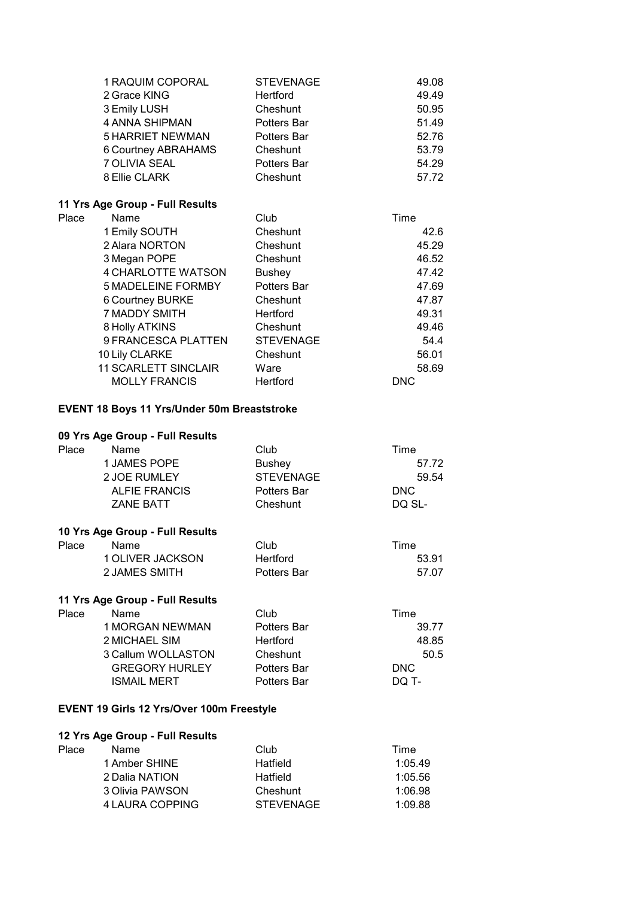| Place | Name | Club | Time |
|---|---|---|---|
| 1 | RAQUIM COPORAL | STEVENAGE | 49.08 |
| 2 | Grace KING | Hertford | 49.49 |
| 3 | Emily LUSH | Cheshunt | 50.95 |
| 4 | ANNA SHIPMAN | Potters Bar | 51.49 |
| 5 | HARRIET NEWMAN | Potters Bar | 52.76 |
| 6 | Courtney ABRAHAMS | Cheshunt | 53.79 |
| 7 | OLIVIA SEAL | Potters Bar | 54.29 |
| 8 | Ellie CLARK | Cheshunt | 57.72 |

**11 Yrs Age Group - Full Results**

| Place | Name | Club | Time |
|---|---|---|---|
| 1 | Emily SOUTH | Cheshunt | 42.6 |
| 2 | Alara NORTON | Cheshunt | 45.29 |
| 3 | Megan POPE | Cheshunt | 46.52 |
| 4 | CHARLOTTE WATSON | Bushey | 47.42 |
| 5 | MADELEINE FORMBY | Potters Bar | 47.69 |
| 6 | Courtney BURKE | Cheshunt | 47.87 |
| 7 | MADDY SMITH | Hertford | 49.31 |
| 8 | Holly ATKINS | Cheshunt | 49.46 |
| 9 | FRANCESCA PLATTEN | STEVENAGE | 54.4 |
| 10 | Lily CLARKE | Cheshunt | 56.01 |
| 11 | SCARLETT SINCLAIR | Ware | 58.69 |
| | MOLLY FRANCIS | Hertford | DNC |

**EVENT 18 Boys 11 Yrs/Under 50m Breaststroke**

**09 Yrs Age Group - Full Results**

| Place | Name | Club | Time |
|---|---|---|---|
| 1 | JAMES POPE | Bushey | 57.72 |
| 2 | JOE RUMLEY | STEVENAGE | 59.54 |
| | ALFIE FRANCIS | Potters Bar | DNC |
| | ZANE BATT | Cheshunt | DQ SL- |

**10 Yrs Age Group - Full Results**

| Place | Name | Club | Time |
|---|---|---|---|
| 1 | OLIVER JACKSON | Hertford | 53.91 |
| 2 | JAMES SMITH | Potters Bar | 57.07 |

**11 Yrs Age Group - Full Results**

| Place | Name | Club | Time |
|---|---|---|---|
| 1 | MORGAN NEWMAN | Potters Bar | 39.77 |
| 2 | MICHAEL SIM | Hertford | 48.85 |
| 3 | Callum WOLLASTON | Cheshunt | 50.5 |
| | GREGORY HURLEY | Potters Bar | DNC |
| | ISMAIL MERT | Potters Bar | DQ T- |

**EVENT 19 Girls 12 Yrs/Over 100m Freestyle**

**12 Yrs Age Group - Full Results**

| Place | Name | Club | Time |
|---|---|---|---|
| 1 | Amber SHINE | Hatfield | 1:05.49 |
| 2 | Dalia NATION | Hatfield | 1:05.56 |
| 3 | Olivia PAWSON | Cheshunt | 1:06.98 |
| 4 | LAURA COPPING | STEVENAGE | 1:09.88 |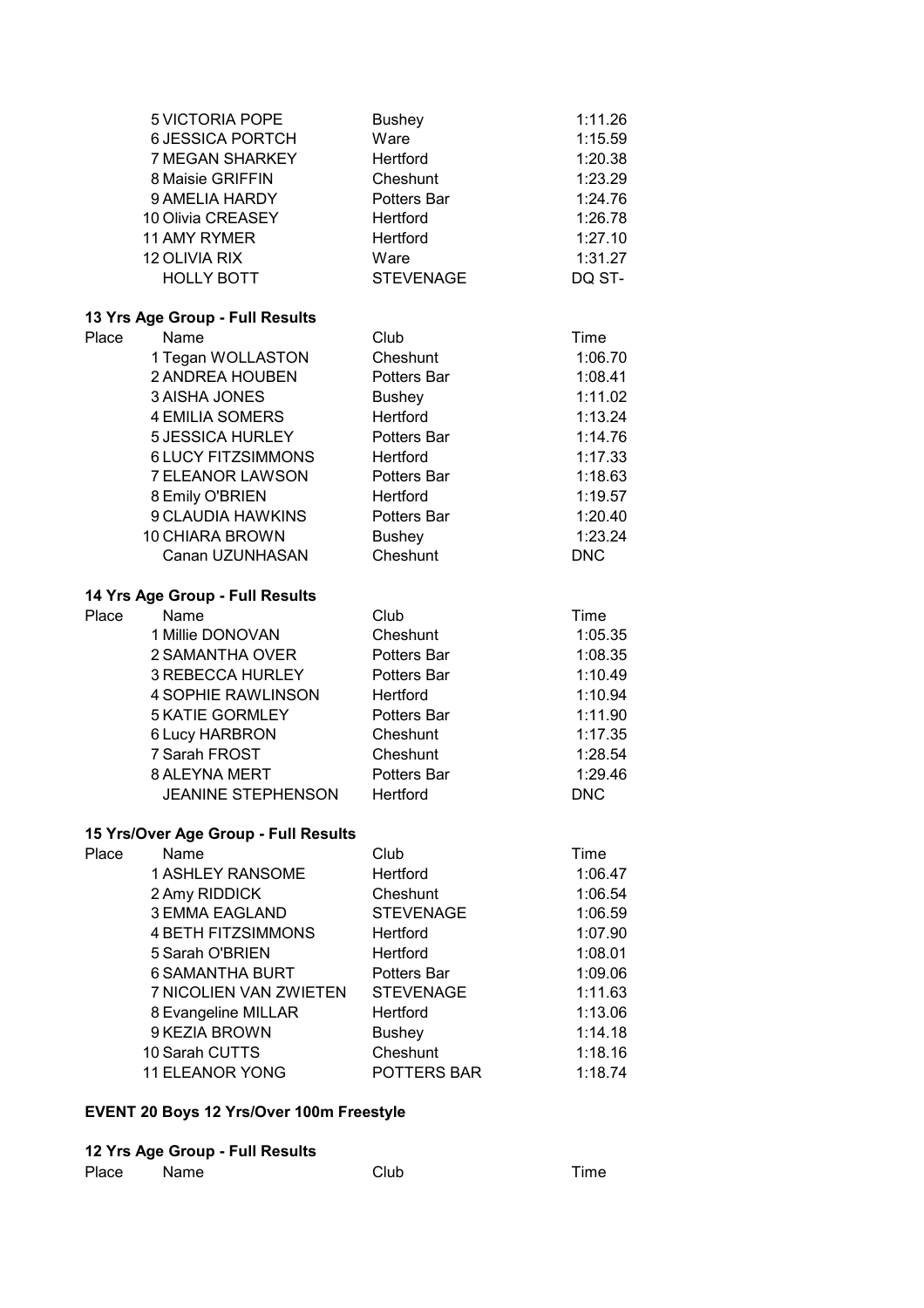| Place | Name | Club | Time |
|---|---|---|---|
| 5 | VICTORIA POPE | Bushey | 1:11.26 |
| 6 | JESSICA PORTCH | Ware | 1:15.59 |
| 7 | MEGAN SHARKEY | Hertford | 1:20.38 |
| 8 | Maisie GRIFFIN | Cheshunt | 1:23.29 |
| 9 | AMELIA HARDY | Potters Bar | 1:24.76 |
| 10 | Olivia CREASEY | Hertford | 1:26.78 |
| 11 | AMY RYMER | Hertford | 1:27.10 |
| 12 | OLIVIA RIX | Ware | 1:31.27 |
| | HOLLY BOTT | STEVENAGE | DQ ST- |

**13 Yrs Age Group - Full Results**

| Place | Name | Club | Time |
|---|---|---|---|
| 1 | Tegan WOLLASTON | Cheshunt | 1:06.70 |
| 2 | ANDREA HOUBEN | Potters Bar | 1:08.41 |
| 3 | AISHA JONES | Bushey | 1:11.02 |
| 4 | EMILIA SOMERS | Hertford | 1:13.24 |
| 5 | JESSICA HURLEY | Potters Bar | 1:14.76 |
| 6 | LUCY FITZSIMMONS | Hertford | 1:17.33 |
| 7 | ELEANOR LAWSON | Potters Bar | 1:18.63 |
| 8 | Emily O'BRIEN | Hertford | 1:19.57 |
| 9 | CLAUDIA HAWKINS | Potters Bar | 1:20.40 |
| 10 | CHIARA BROWN | Bushey | 1:23.24 |
| | Canan UZUNHASAN | Cheshunt | DNC |

**14 Yrs Age Group - Full Results**

| Place | Name | Club | Time |
|---|---|---|---|
| 1 | Millie DONOVAN | Cheshunt | 1:05.35 |
| 2 | SAMANTHA OVER | Potters Bar | 1:08.35 |
| 3 | REBECCA HURLEY | Potters Bar | 1:10.49 |
| 4 | SOPHIE RAWLINSON | Hertford | 1:10.94 |
| 5 | KATIE GORMLEY | Potters Bar | 1:11.90 |
| 6 | Lucy HARBRON | Cheshunt | 1:17.35 |
| 7 | Sarah FROST | Cheshunt | 1:28.54 |
| 8 | ALEYNA MERT | Potters Bar | 1:29.46 |
| | JEANINE STEPHENSON | Hertford | DNC |

**15 Yrs/Over Age Group - Full Results**

| Place | Name | Club | Time |
|---|---|---|---|
| 1 | ASHLEY RANSOME | Hertford | 1:06.47 |
| 2 | Amy RIDDICK | Cheshunt | 1:06.54 |
| 3 | EMMA EAGLAND | STEVENAGE | 1:06.59 |
| 4 | BETH FITZSIMMONS | Hertford | 1:07.90 |
| 5 | Sarah O'BRIEN | Hertford | 1:08.01 |
| 6 | SAMANTHA BURT | Potters Bar | 1:09.06 |
| 7 | NICOLIEN VAN ZWIETEN | STEVENAGE | 1:11.63 |
| 8 | Evangeline MILLAR | Hertford | 1:13.06 |
| 9 | KEZIA BROWN | Bushey | 1:14.18 |
| 10 | Sarah CUTTS | Cheshunt | 1:18.16 |
| 11 | ELEANOR YONG | POTTERS BAR | 1:18.74 |

**EVENT 20 Boys 12 Yrs/Over 100m Freestyle**

**12 Yrs Age Group - Full Results**

| Place | Name | Club | Time |
|---|---|---|---|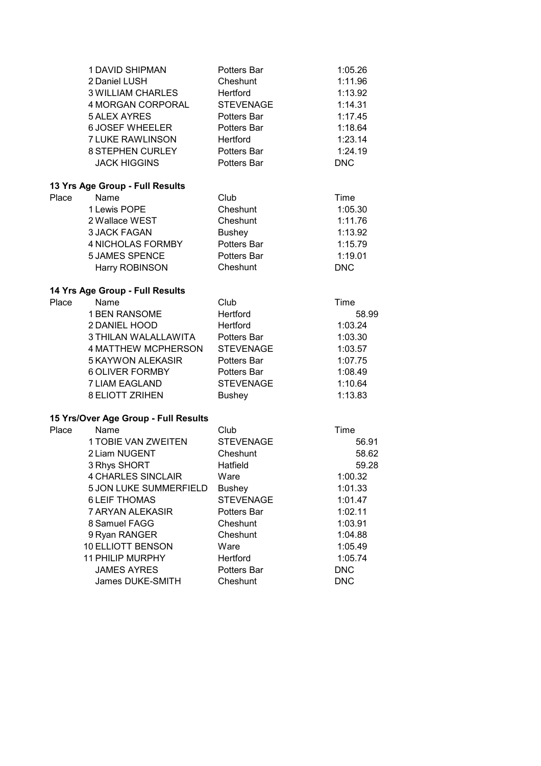| Place | Name | Club | Time |
|---|---|---|---|
| 1 | DAVID SHIPMAN | Potters Bar | 1:05.26 |
| 2 | Daniel LUSH | Cheshunt | 1:11.96 |
| 3 | WILLIAM CHARLES | Hertford | 1:13.92 |
| 4 | MORGAN CORPORAL | STEVENAGE | 1:14.31 |
| 5 | ALEX AYRES | Potters Bar | 1:17.45 |
| 6 | JOSEF WHEELER | Potters Bar | 1:18.64 |
| 7 | LUKE RAWLINSON | Hertford | 1:23.14 |
| 8 | STEPHEN CURLEY | Potters Bar | 1:24.19 |
| | JACK HIGGINS | Potters Bar | DNC |

**13 Yrs Age Group - Full Results**

| Place | Name | Club | Time |
|---|---|---|---|
| 1 | Lewis POPE | Cheshunt | 1:05.30 |
| 2 | Wallace WEST | Cheshunt | 1:11.76 |
| 3 | JACK FAGAN | Bushey | 1:13.92 |
| 4 | NICHOLAS FORMBY | Potters Bar | 1:15.79 |
| 5 | JAMES SPENCE | Potters Bar | 1:19.01 |
| | Harry ROBINSON | Cheshunt | DNC |

**14 Yrs Age Group - Full Results**

| Place | Name | Club | Time |
|---|---|---|---|
| 1 | BEN RANSOME | Hertford | 58.99 |
| 2 | DANIEL HOOD | Hertford | 1:03.24 |
| 3 | THILAN WALALLAWITA | Potters Bar | 1:03.30 |
| 4 | MATTHEW MCPHERSON | STEVENAGE | 1:03.57 |
| 5 | KAYWON ALEKASIR | Potters Bar | 1:07.75 |
| 6 | OLIVER FORMBY | Potters Bar | 1:08.49 |
| 7 | LIAM EAGLAND | STEVENAGE | 1:10.64 |
| 8 | ELIOTT ZRIHEN | Bushey | 1:13.83 |

**15 Yrs/Over Age Group - Full Results**

| Place | Name | Club | Time |
|---|---|---|---|
| 1 | TOBIE VAN ZWEITEN | STEVENAGE | 56.91 |
| 2 | Liam NUGENT | Cheshunt | 58.62 |
| 3 | Rhys SHORT | Hatfield | 59.28 |
| 4 | CHARLES SINCLAIR | Ware | 1:00.32 |
| 5 | JON LUKE SUMMERFIELD | Bushey | 1:01.33 |
| 6 | LEIF THOMAS | STEVENAGE | 1:01.47 |
| 7 | ARYAN ALEKASIR | Potters Bar | 1:02.11 |
| 8 | Samuel FAGG | Cheshunt | 1:03.91 |
| 9 | Ryan RANGER | Cheshunt | 1:04.88 |
| 10 | ELLIOTT BENSON | Ware | 1:05.49 |
| 11 | PHILIP MURPHY | Hertford | 1:05.74 |
| | JAMES AYRES | Potters Bar | DNC |
| | James DUKE-SMITH | Cheshunt | DNC |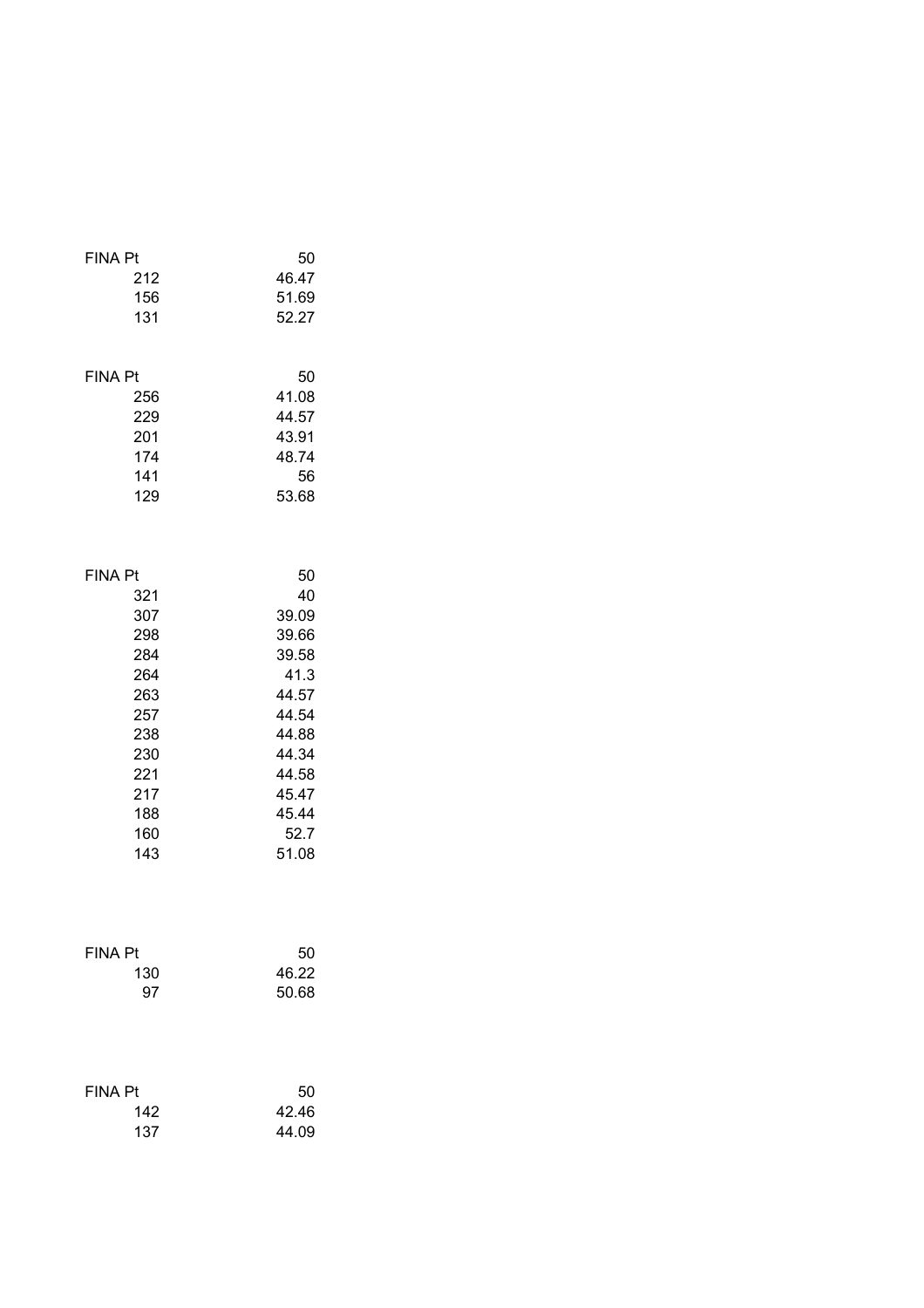| FINA Pt | 50 |
|---|---|
| 212 | 46.47 |
| 156 | 51.69 |
| 131 | 52.27 |

| FINA Pt | 50 |
|---|---|
| 256 | 41.08 |
| 229 | 44.57 |
| 201 | 43.91 |
| 174 | 48.74 |
| 141 | 56 |
| 129 | 53.68 |

| FINA Pt | 50 |
|---|---|
| 321 | 40 |
| 307 | 39.09 |
| 298 | 39.66 |
| 284 | 39.58 |
| 264 | 41.3 |
| 263 | 44.57 |
| 257 | 44.54 |
| 238 | 44.88 |
| 230 | 44.34 |
| 221 | 44.58 |
| 217 | 45.47 |
| 188 | 45.44 |
| 160 | 52.7 |
| 143 | 51.08 |

| FINA Pt | 50 |
|---|---|
| 130 | 46.22 |
| 97 | 50.68 |

| FINA Pt | 50 |
|---|---|
| 142 | 42.46 |
| 137 | 44.09 |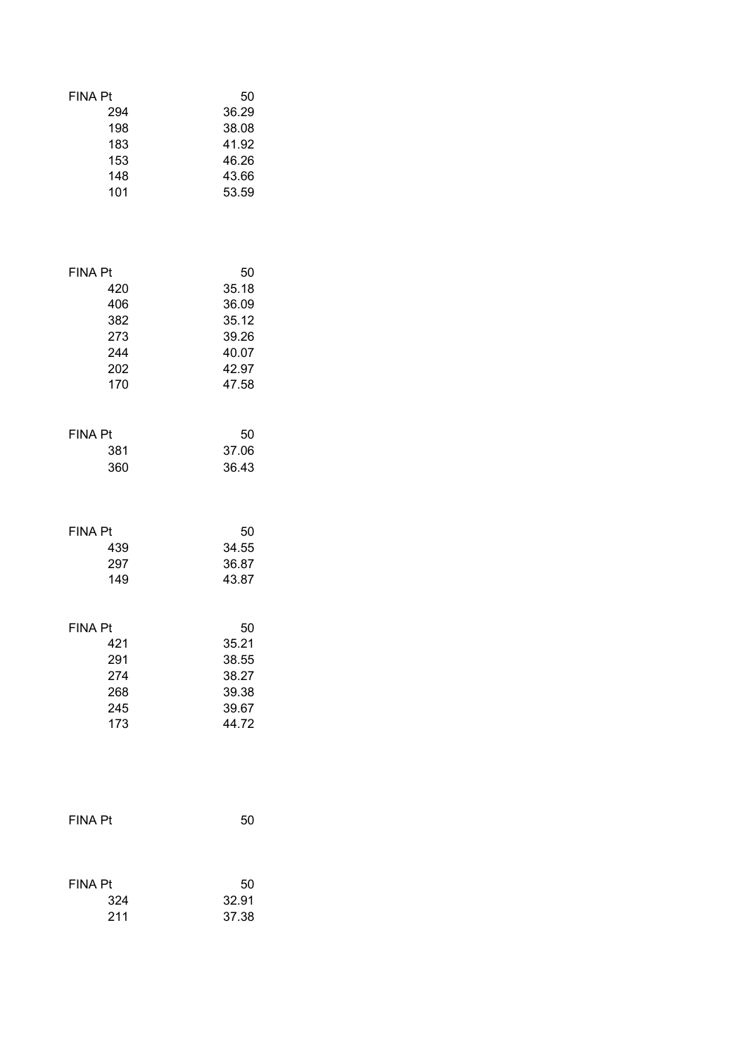| FINA Pt | 50 |
| --- | --- |
| 294 | 36.29 |
| 198 | 38.08 |
| 183 | 41.92 |
| 153 | 46.26 |
| 148 | 43.66 |
| 101 | 53.59 |

| FINA Pt | 50 |
| --- | --- |
| 420 | 35.18 |
| 406 | 36.09 |
| 382 | 35.12 |
| 273 | 39.26 |
| 244 | 40.07 |
| 202 | 42.97 |
| 170 | 47.58 |

| FINA Pt | 50 |
| --- | --- |
| 381 | 37.06 |
| 360 | 36.43 |

| FINA Pt | 50 |
| --- | --- |
| 439 | 34.55 |
| 297 | 36.87 |
| 149 | 43.87 |

| FINA Pt | 50 |
| --- | --- |
| 421 | 35.21 |
| 291 | 38.55 |
| 274 | 38.27 |
| 268 | 39.38 |
| 245 | 39.67 |
| 173 | 44.72 |

| FINA Pt | 50 |
| --- | --- |

| FINA Pt | 50 |
| --- | --- |
| 324 | 32.91 |
| 211 | 37.38 |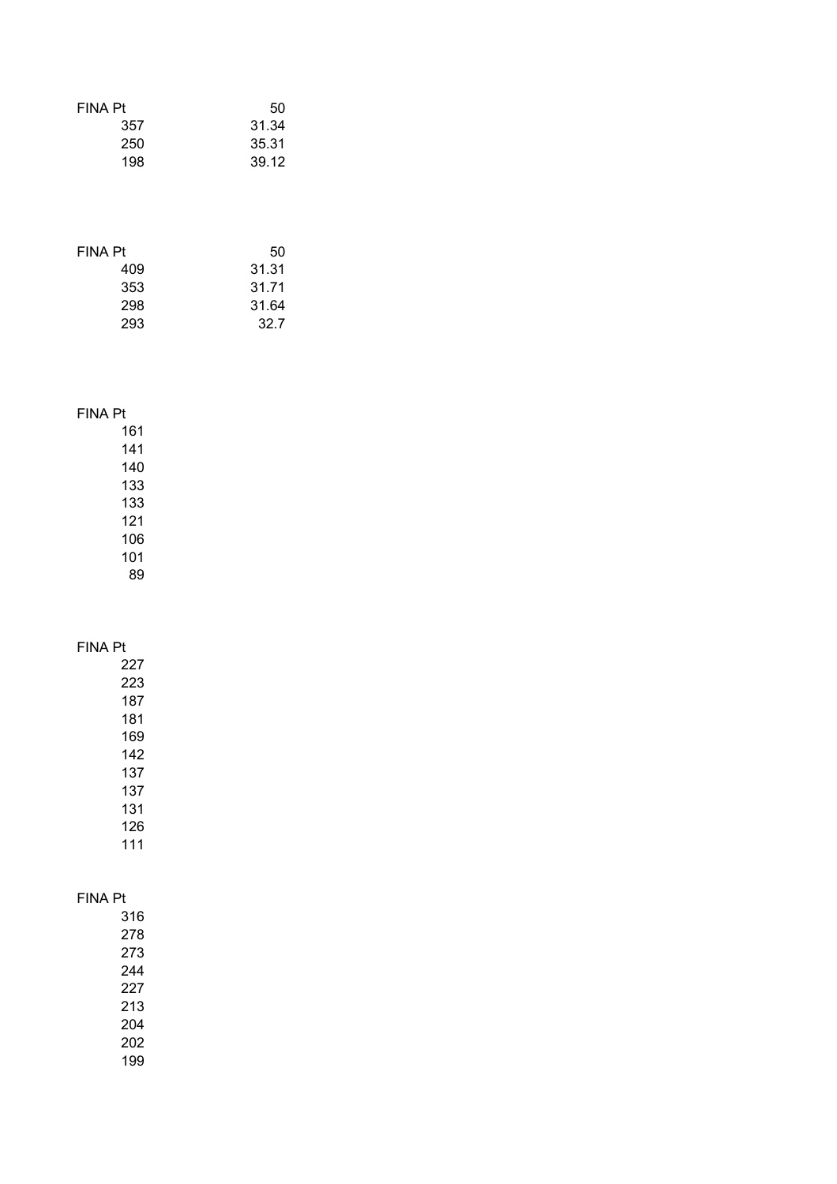| FINA Pt | 50 |
|---|---|
| 357 | 31.34 |
| 250 | 35.31 |
| 198 | 39.12 |

| FINA Pt | 50 |
|---|---|
| 409 | 31.31 |
| 353 | 31.71 |
| 298 | 31.64 |
| 293 | 32.7 |

| FINA Pt |
|---|
| 161 |
| 141 |
| 140 |
| 133 |
| 133 |
| 121 |
| 106 |
| 101 |
| 89 |

| FINA Pt |
|---|
| 227 |
| 223 |
| 187 |
| 181 |
| 169 |
| 142 |
| 137 |
| 137 |
| 131 |
| 126 |
| 111 |

| FINA Pt |
|---|
| 316 |
| 278 |
| 273 |
| 244 |
| 227 |
| 213 |
| 204 |
| 202 |
| 199 |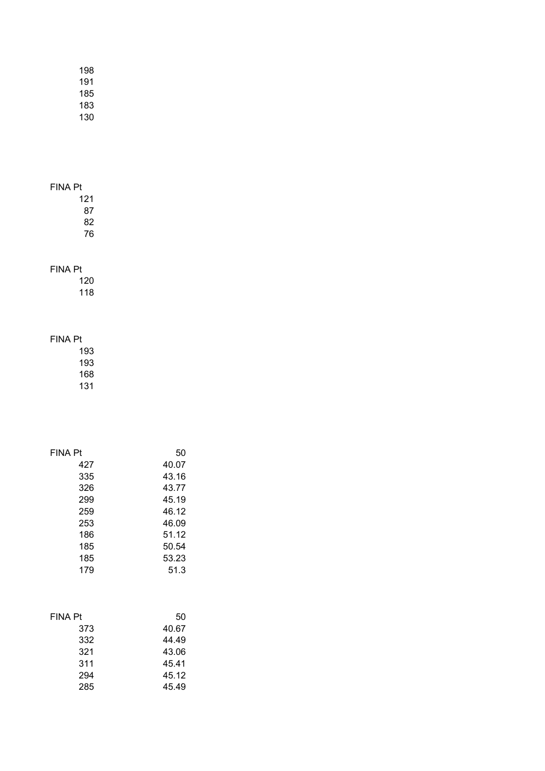| |
|---|
| 198 |
| 191 |
| 185 |
| 183 |
| 130 |

| FINA Pt |
|---|
| 121 |
| 87 |
| 82 |
| 76 |

| FINA Pt |
|---|
| 120 |
| 118 |

| FINA Pt |
|---|
| 193 |
| 193 |
| 168 |
| 131 |

| FINA Pt | 50 |
|---|---|
| 427 | 40.07 |
| 335 | 43.16 |
| 326 | 43.77 |
| 299 | 45.19 |
| 259 | 46.12 |
| 253 | 46.09 |
| 186 | 51.12 |
| 185 | 50.54 |
| 185 | 53.23 |
| 179 | 51.3 |

| FINA Pt | 50 |
|---|---|
| 373 | 40.67 |
| 332 | 44.49 |
| 321 | 43.06 |
| 311 | 45.41 |
| 294 | 45.12 |
| 285 | 45.49 |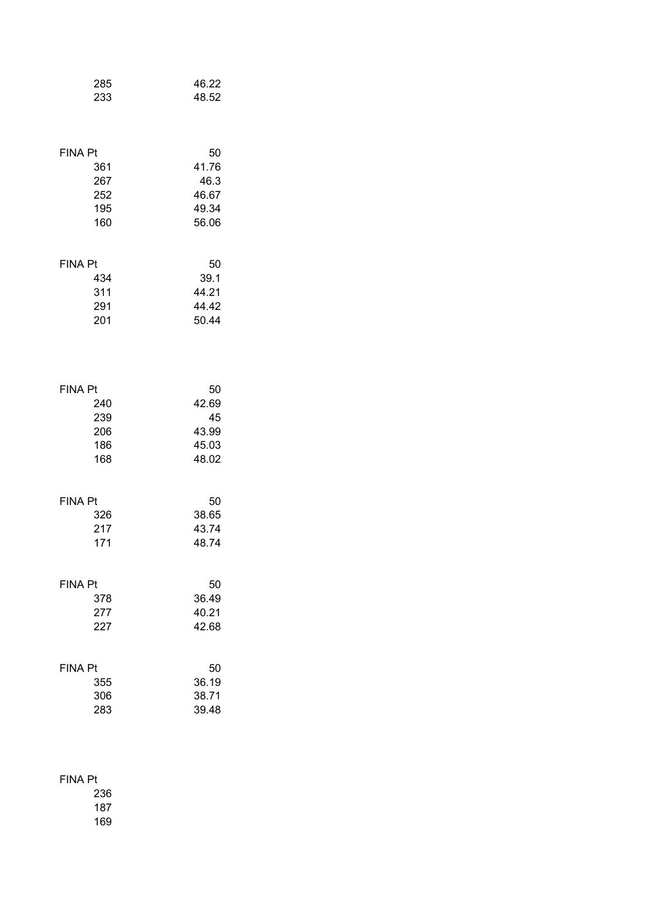| | |
|---|---|
| 285 | 46.22 |
| 233 | 48.52 |

| FINA Pt | 50 |
|---|---|
| 361 | 41.76 |
| 267 | 46.3 |
| 252 | 46.67 |
| 195 | 49.34 |
| 160 | 56.06 |

| FINA Pt | 50 |
|---|---|
| 434 | 39.1 |
| 311 | 44.21 |
| 291 | 44.42 |
| 201 | 50.44 |

| FINA Pt | 50 |
|---|---|
| 240 | 42.69 |
| 239 | 45 |
| 206 | 43.99 |
| 186 | 45.03 |
| 168 | 48.02 |

| FINA Pt | 50 |
|---|---|
| 326 | 38.65 |
| 217 | 43.74 |
| 171 | 48.74 |

| FINA Pt | 50 |
|---|---|
| 378 | 36.49 |
| 277 | 40.21 |
| 227 | 42.68 |

| FINA Pt | 50 |
|---|---|
| 355 | 36.19 |
| 306 | 38.71 |
| 283 | 39.48 |

| FINA Pt |
|---|
| 236 |
| 187 |
| 169 |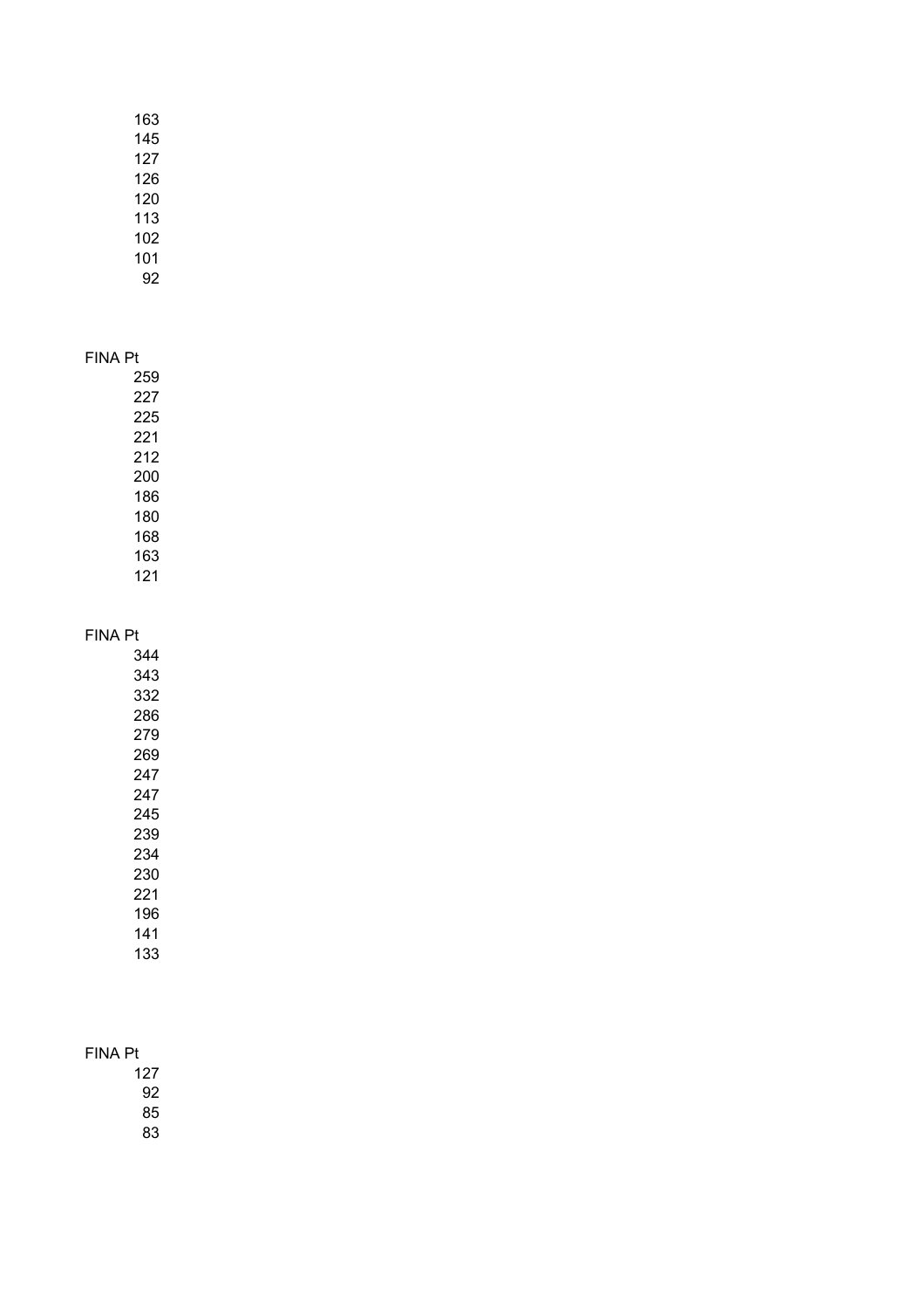| |
|---|
| 163 |
| 145 |
| 127 |
| 126 |
| 120 |
| 113 |
| 102 |
| 101 |
| 92 |

| FINA Pt |
|---|
| 259 |
| 227 |
| 225 |
| 221 |
| 212 |
| 200 |
| 186 |
| 180 |
| 168 |
| 163 |
| 121 |

| FINA Pt |
|---|
| 344 |
| 343 |
| 332 |
| 286 |
| 279 |
| 269 |
| 247 |
| 247 |
| 245 |
| 239 |
| 234 |
| 230 |
| 221 |
| 196 |
| 141 |
| 133 |

| FINA Pt |
|---|
| 127 |
| 92 |
| 85 |
| 83 |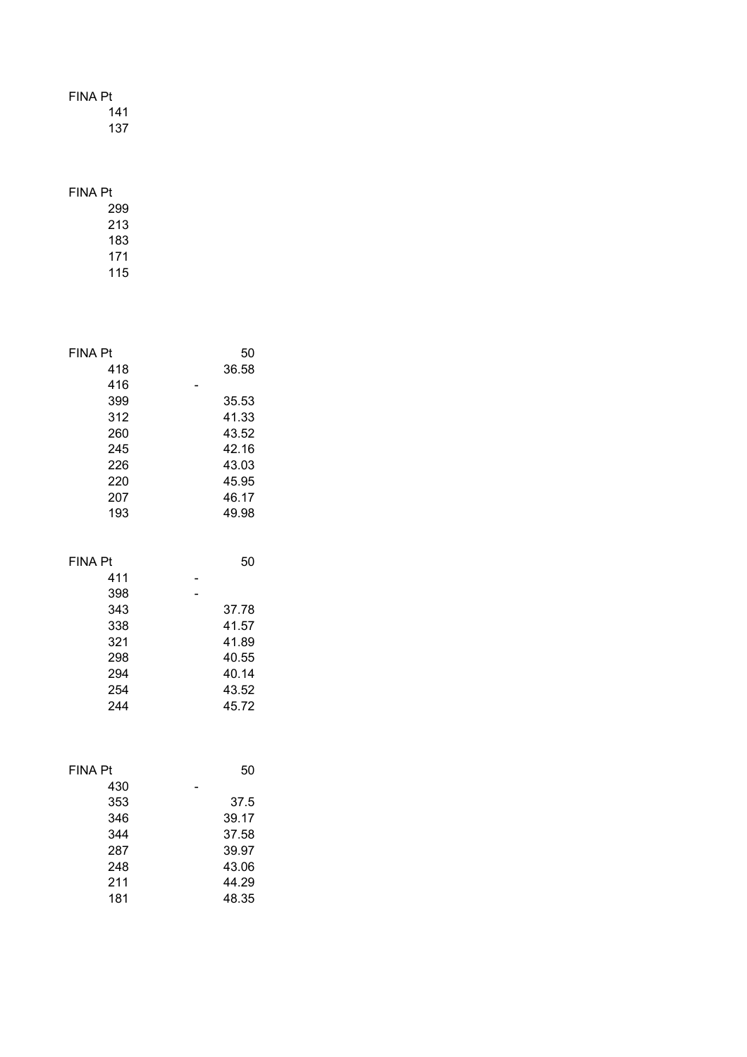| FINA Pt |
|---|
| 141 |
| 137 |

| FINA Pt |
|---|
| 299 |
| 213 |
| 183 |
| 171 |
| 115 |

| FINA Pt | 50 |
|---|---|
| 418 | 36.58 |
| 416 | - |
| 399 | 35.53 |
| 312 | 41.33 |
| 260 | 43.52 |
| 245 | 42.16 |
| 226 | 43.03 |
| 220 | 45.95 |
| 207 | 46.17 |
| 193 | 49.98 |

| FINA Pt | 50 |
|---|---|
| 411 | - |
| 398 | - |
| 343 | 37.78 |
| 338 | 41.57 |
| 321 | 41.89 |
| 298 | 40.55 |
| 294 | 40.14 |
| 254 | 43.52 |
| 244 | 45.72 |

| FINA Pt | 50 |
|---|---|
| 430 | - |
| 353 | 37.5 |
| 346 | 39.17 |
| 344 | 37.58 |
| 287 | 39.97 |
| 248 | 43.06 |
| 211 | 44.29 |
| 181 | 48.35 |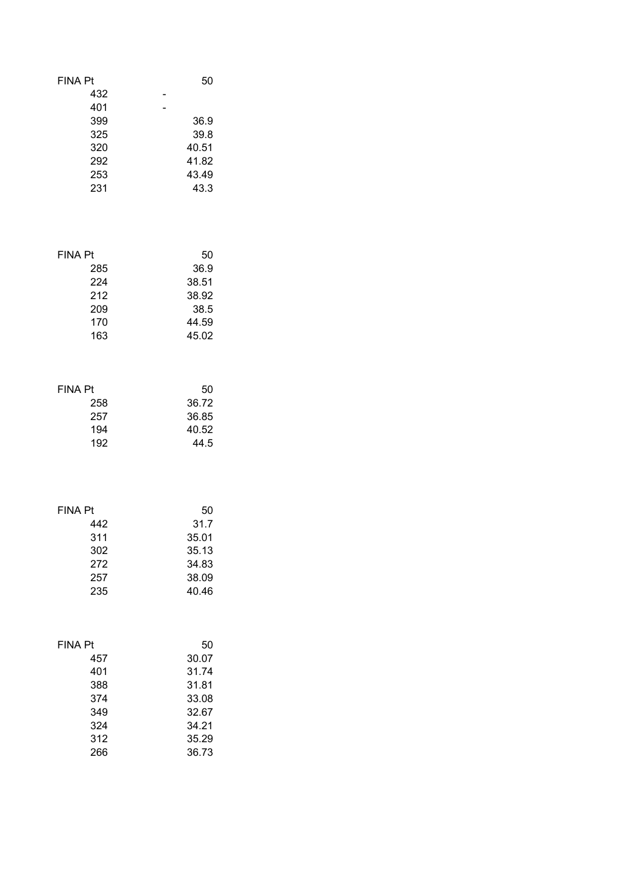| FINA Pt | 50 |
|---|---|
| 432 | - |
| 401 | - |
| 399 | 36.9 |
| 325 | 39.8 |
| 320 | 40.51 |
| 292 | 41.82 |
| 253 | 43.49 |
| 231 | 43.3 |

| FINA Pt | 50 |
|---|---|
| 285 | 36.9 |
| 224 | 38.51 |
| 212 | 38.92 |
| 209 | 38.5 |
| 170 | 44.59 |
| 163 | 45.02 |

| FINA Pt | 50 |
|---|---|
| 258 | 36.72 |
| 257 | 36.85 |
| 194 | 40.52 |
| 192 | 44.5 |

| FINA Pt | 50 |
|---|---|
| 442 | 31.7 |
| 311 | 35.01 |
| 302 | 35.13 |
| 272 | 34.83 |
| 257 | 38.09 |
| 235 | 40.46 |

| FINA Pt | 50 |
|---|---|
| 457 | 30.07 |
| 401 | 31.74 |
| 388 | 31.81 |
| 374 | 33.08 |
| 349 | 32.67 |
| 324 | 34.21 |
| 312 | 35.29 |
| 266 | 36.73 |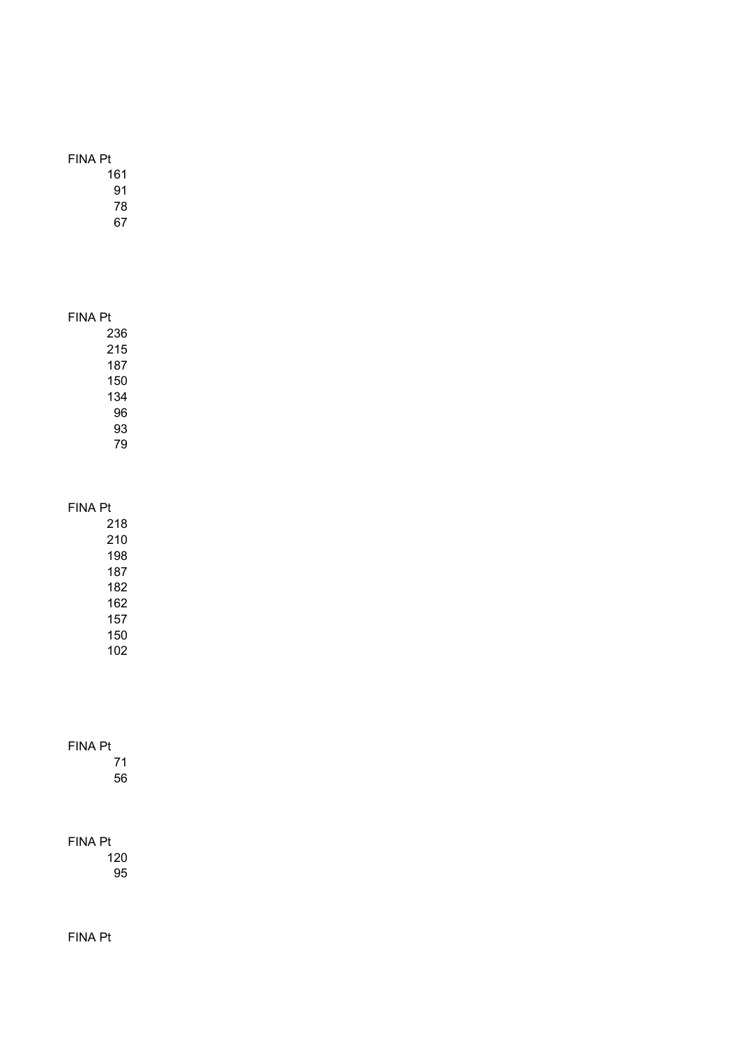| FINA Pt |
|---|
| 161 |
| 91 |
| 78 |
| 67 |

| FINA Pt |
|---|
| 236 |
| 215 |
| 187 |
| 150 |
| 134 |
| 96 |
| 93 |
| 79 |

| FINA Pt |
|---|
| 218 |
| 210 |
| 198 |
| 187 |
| 182 |
| 162 |
| 157 |
| 150 |
| 102 |

| FINA Pt |
|---|
| 71 |
| 56 |

| FINA Pt |
|---|
| 120 |
| 95 |

| FINA Pt |
|---|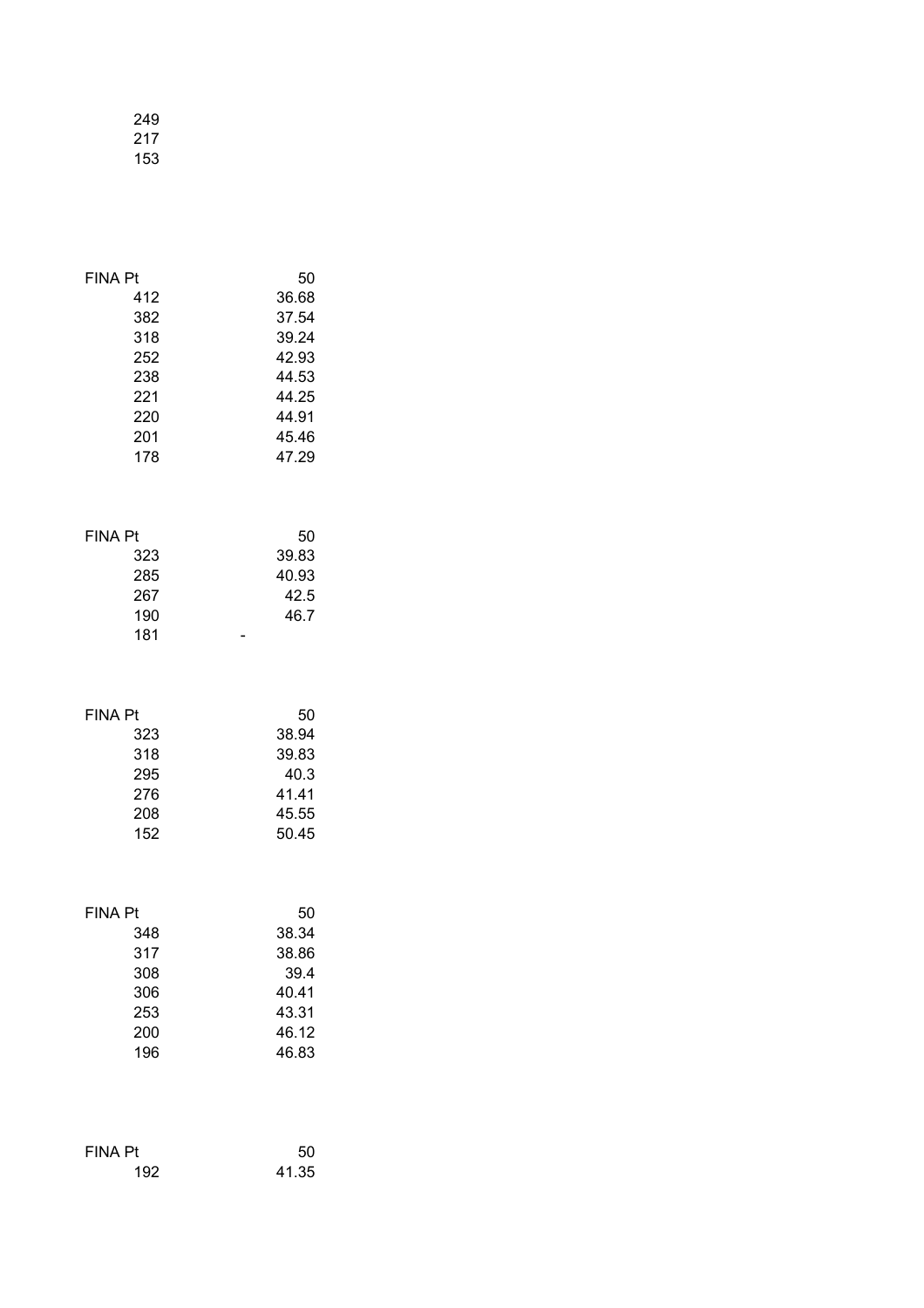249
217
153

| FINA Pt | 50 |
|---|---|
| 412 | 36.68 |
| 382 | 37.54 |
| 318 | 39.24 |
| 252 | 42.93 |
| 238 | 44.53 |
| 221 | 44.25 |
| 220 | 44.91 |
| 201 | 45.46 |
| 178 | 47.29 |

| FINA Pt | 50 |
|---|---|
| 323 | 39.83 |
| 285 | 40.93 |
| 267 | 42.5 |
| 190 | 46.7 |
| 181 | - |

| FINA Pt | 50 |
|---|---|
| 323 | 38.94 |
| 318 | 39.83 |
| 295 | 40.3 |
| 276 | 41.41 |
| 208 | 45.55 |
| 152 | 50.45 |

| FINA Pt | 50 |
|---|---|
| 348 | 38.34 |
| 317 | 38.86 |
| 308 | 39.4 |
| 306 | 40.41 |
| 253 | 43.31 |
| 200 | 46.12 |
| 196 | 46.83 |

| FINA Pt | 50 |
|---|---|
| 192 | 41.35 |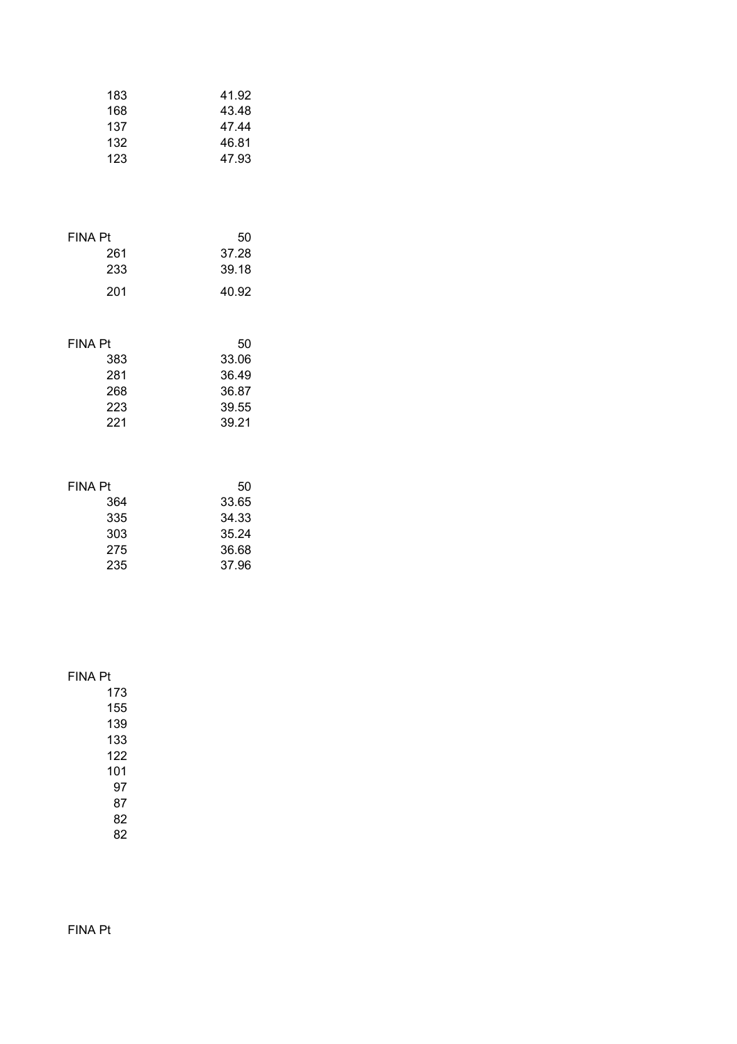| | |
|---|---|
| 183 | 41.92 |
| 168 | 43.48 |
| 137 | 47.44 |
| 132 | 46.81 |
| 123 | 47.93 |

| FINA Pt | 50 |
|---|---|
| 261 | 37.28 |
| 233 | 39.18 |
| 201 | 40.92 |

| FINA Pt | 50 |
|---|---|
| 383 | 33.06 |
| 281 | 36.49 |
| 268 | 36.87 |
| 223 | 39.55 |
| 221 | 39.21 |

| FINA Pt | 50 |
|---|---|
| 364 | 33.65 |
| 335 | 34.33 |
| 303 | 35.24 |
| 275 | 36.68 |
| 235 | 37.96 |

| FINA Pt |
|---|
| 173 |
| 155 |
| 139 |
| 133 |
| 122 |
| 101 |
| 97 |
| 87 |
| 82 |
| 82 |

FINA Pt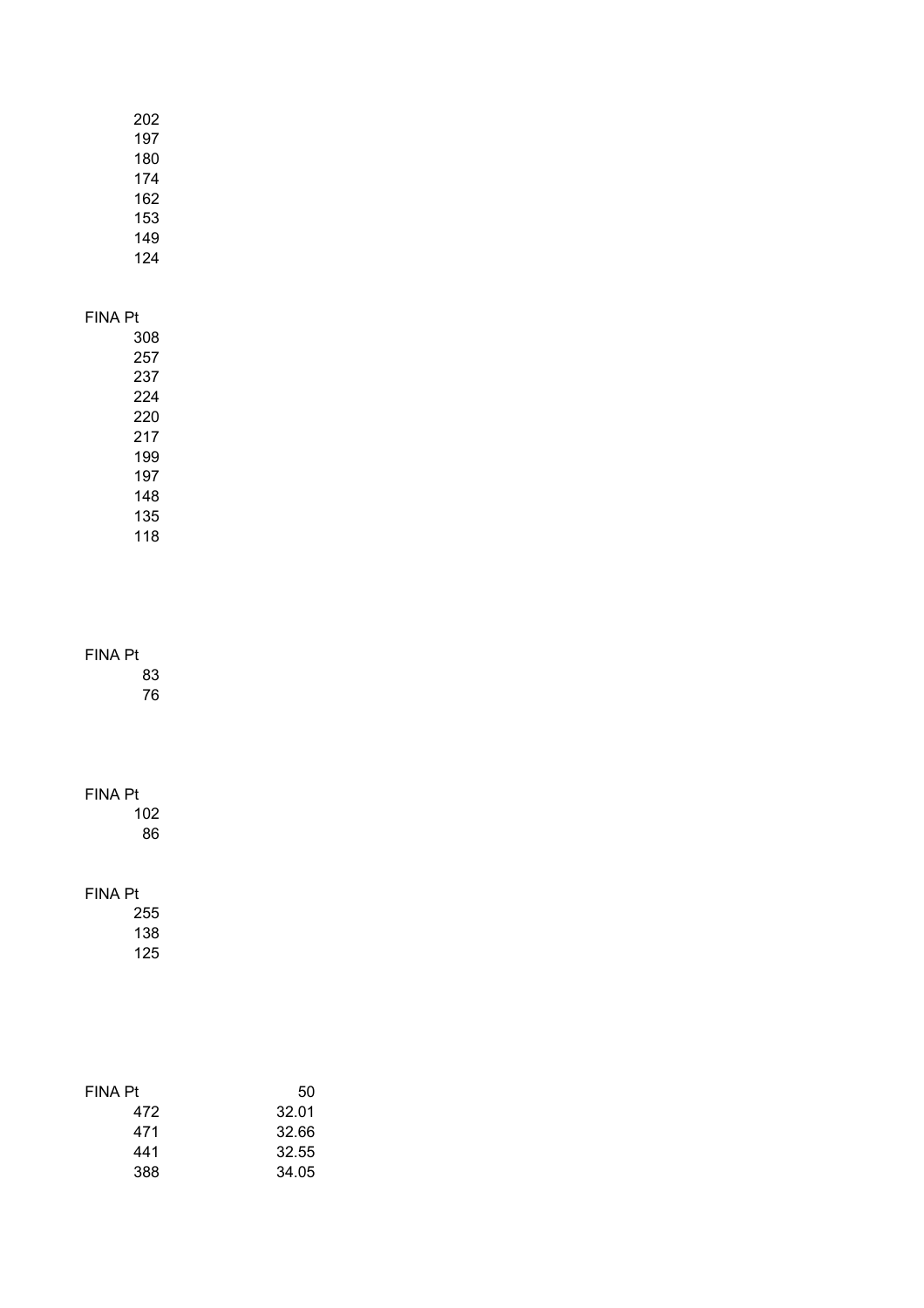| |
|---|
| 202 |
| 197 |
| 180 |
| 174 |
| 162 |
| 153 |
| 149 |
| 124 |

| FINA Pt |
|---|
| 308 |
| 257 |
| 237 |
| 224 |
| 220 |
| 217 |
| 199 |
| 197 |
| 148 |
| 135 |
| 118 |

| FINA Pt |
|---|
| 83 |
| 76 |

| FINA Pt |
|---|
| 102 |
| 86 |

| FINA Pt |
|---|
| 255 |
| 138 |
| 125 |

| FINA Pt | 50 |
|---|---|
| 472 | 32.01 |
| 471 | 32.66 |
| 441 | 32.55 |
| 388 | 34.05 |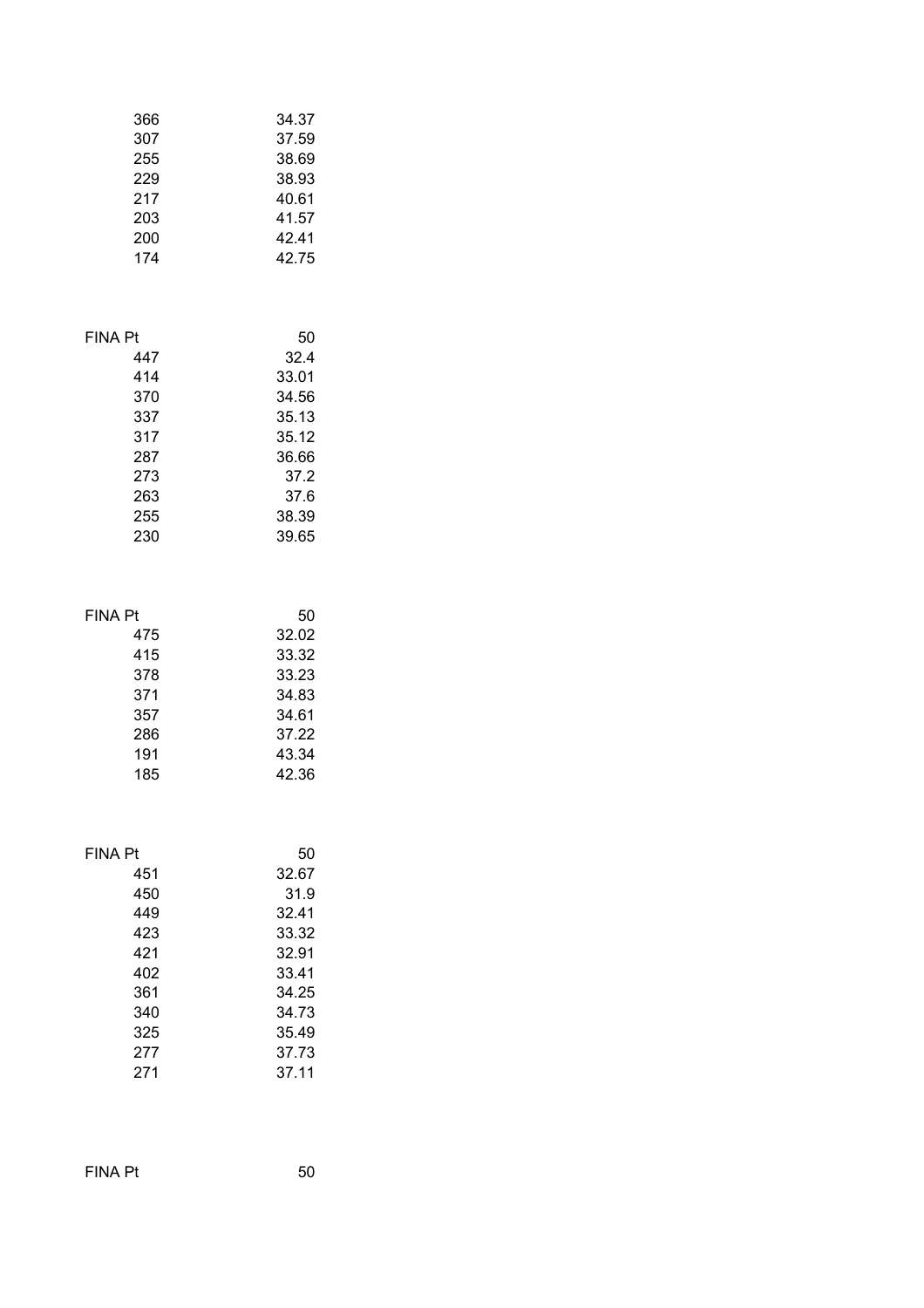| | |
|---|---|
| 366 | 34.37 |
| 307 | 37.59 |
| 255 | 38.69 |
| 229 | 38.93 |
| 217 | 40.61 |
| 203 | 41.57 |
| 200 | 42.41 |
| 174 | 42.75 |

| FINA Pt | 50 |
|---|---|
| 447 | 32.4 |
| 414 | 33.01 |
| 370 | 34.56 |
| 337 | 35.13 |
| 317 | 35.12 |
| 287 | 36.66 |
| 273 | 37.2 |
| 263 | 37.6 |
| 255 | 38.39 |
| 230 | 39.65 |

| FINA Pt | 50 |
|---|---|
| 475 | 32.02 |
| 415 | 33.32 |
| 378 | 33.23 |
| 371 | 34.83 |
| 357 | 34.61 |
| 286 | 37.22 |
| 191 | 43.34 |
| 185 | 42.36 |

| FINA Pt | 50 |
|---|---|
| 451 | 32.67 |
| 450 | 31.9 |
| 449 | 32.41 |
| 423 | 33.32 |
| 421 | 32.91 |
| 402 | 33.41 |
| 361 | 34.25 |
| 340 | 34.73 |
| 325 | 35.49 |
| 277 | 37.73 |
| 271 | 37.11 |

| FINA Pt | 50 |
|---|---|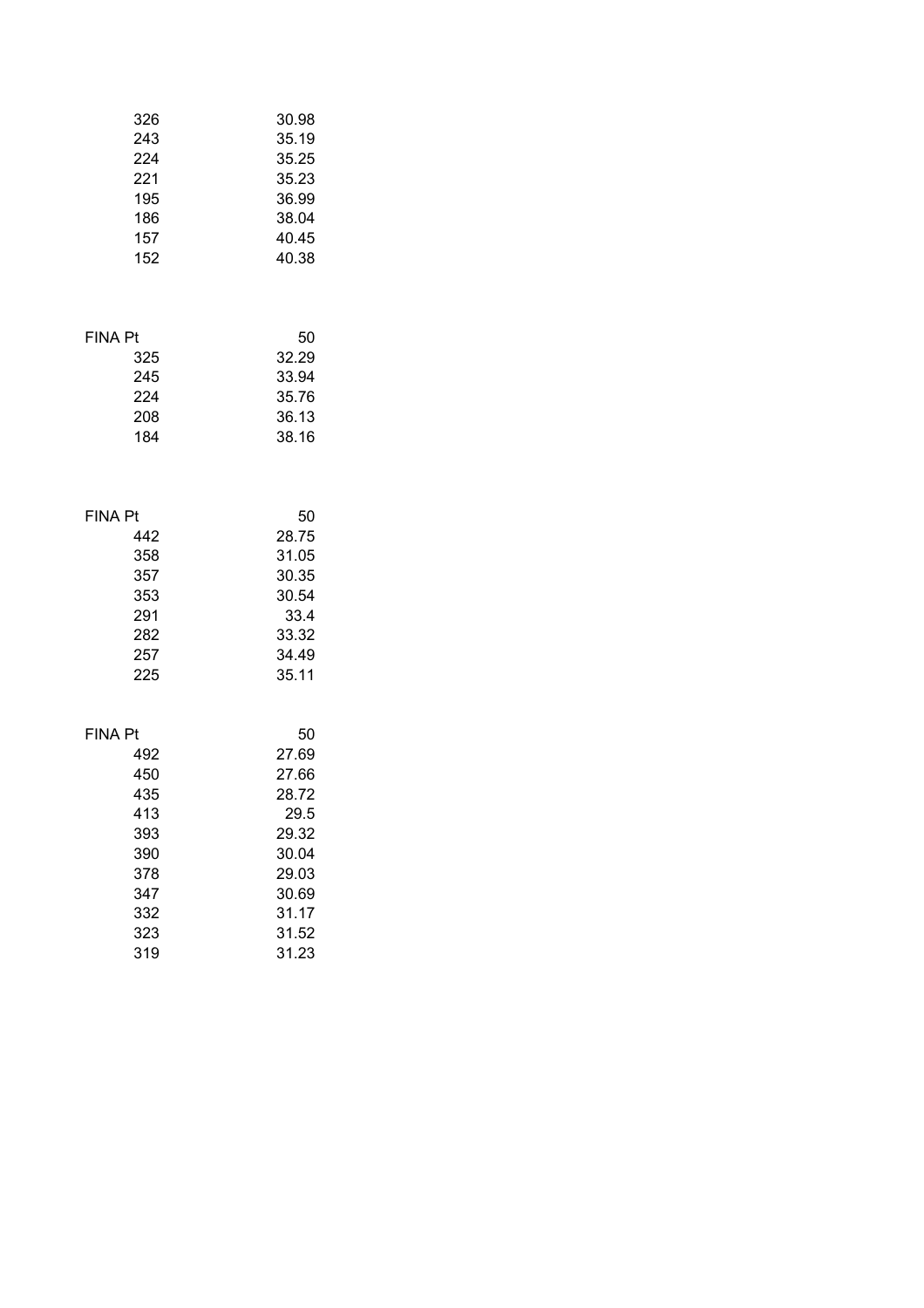| | |
|---|---|
| 326 | 30.98 |
| 243 | 35.19 |
| 224 | 35.25 |
| 221 | 35.23 |
| 195 | 36.99 |
| 186 | 38.04 |
| 157 | 40.45 |
| 152 | 40.38 |

| FINA Pt | 50 |
|---|---|
| 325 | 32.29 |
| 245 | 33.94 |
| 224 | 35.76 |
| 208 | 36.13 |
| 184 | 38.16 |

| FINA Pt | 50 |
|---|---|
| 442 | 28.75 |
| 358 | 31.05 |
| 357 | 30.35 |
| 353 | 30.54 |
| 291 | 33.4 |
| 282 | 33.32 |
| 257 | 34.49 |
| 225 | 35.11 |

| FINA Pt | 50 |
|---|---|
| 492 | 27.69 |
| 450 | 27.66 |
| 435 | 28.72 |
| 413 | 29.5 |
| 393 | 29.32 |
| 390 | 30.04 |
| 378 | 29.03 |
| 347 | 30.69 |
| 332 | 31.17 |
| 323 | 31.52 |
| 319 | 31.23 |